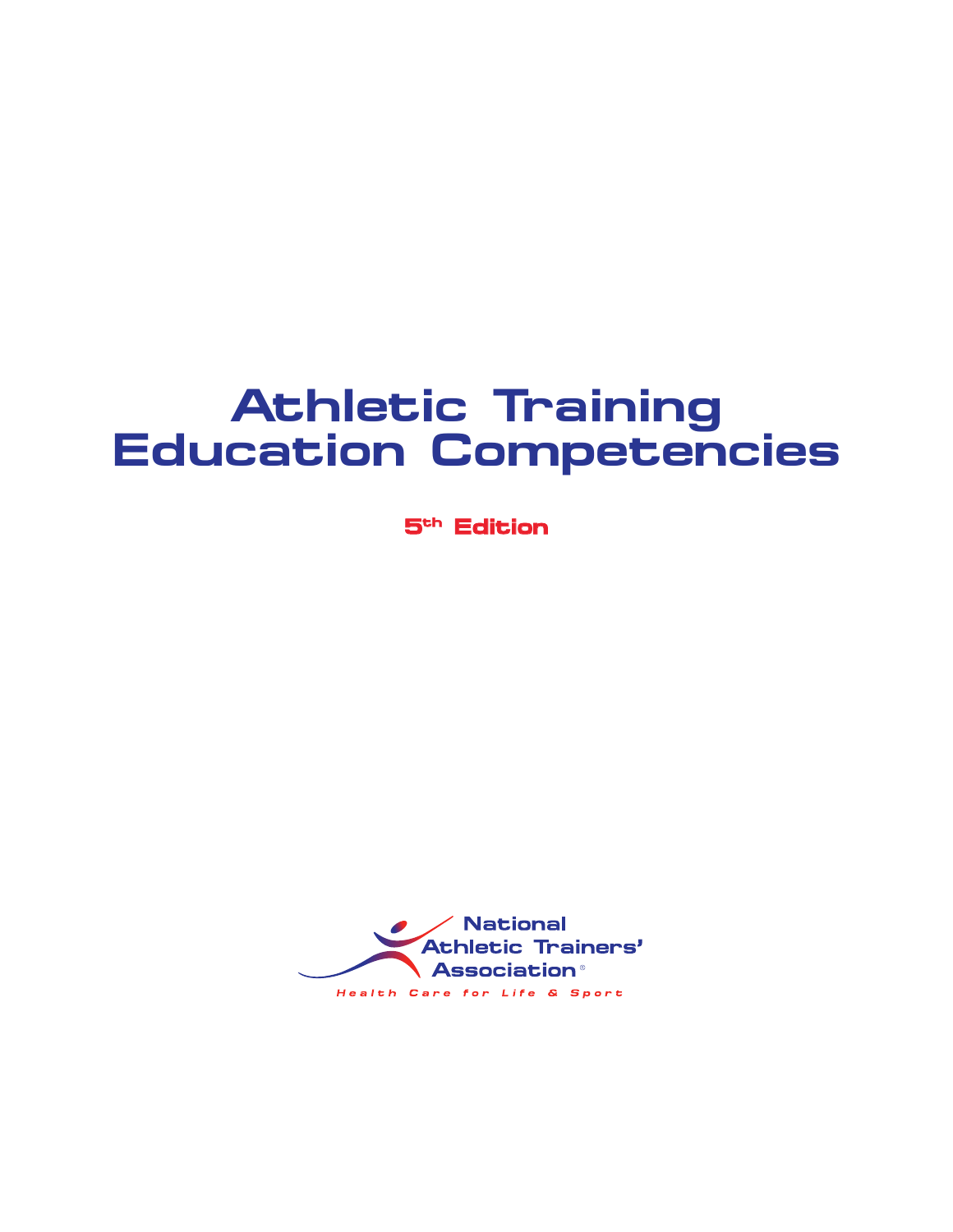# Athletic Training Education Competencies

**5th Edition**

National Athletic Trainers' Association

*Health Care for Life & Sport*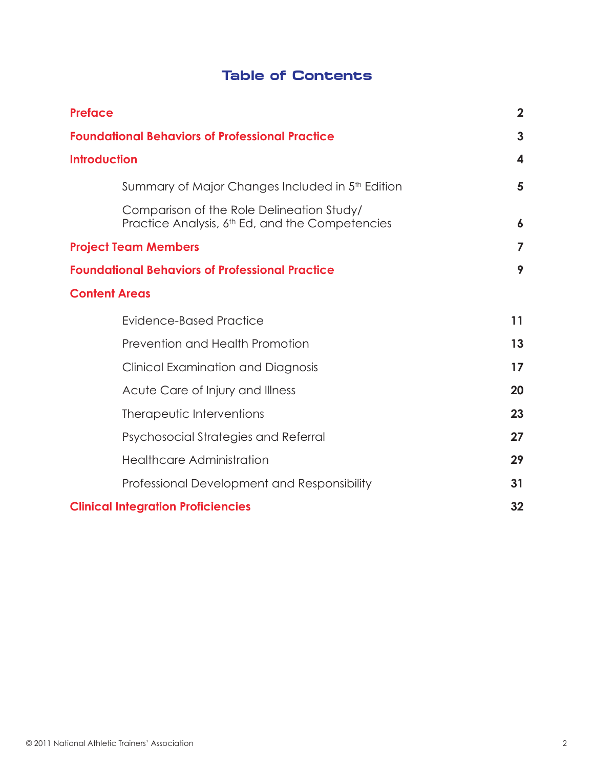# Table of Contents

| | |
|---|---|
| **Preface** | **2** |
| **Foundational Behaviors of Professional Practice** | **3** |
| **Introduction** | **4** |
| Summary of Major Changes Included in 5th Edition | **5** |
| Comparison of the Role Delineation Study/ Practice Analysis, 6th Ed, and the Competencies | **6** |
| **Project Team Members** | **7** |
| **Foundational Behaviors of Professional Practice** | **9** |
| **Content Areas** | |
| Evidence-Based Practice | **11** |
| Prevention and Health Promotion | **13** |
| Clinical Examination and Diagnosis | **17** |
| Acute Care of Injury and Illness | **20** |
| Therapeutic Interventions | **23** |
| Psychosocial Strategies and Referral | **27** |
| Healthcare Administration | **29** |
| Professional Development and Responsibility | **31** |
| **Clinical Integration Proficiencies** | **32** |

© 2011 National Athletic Trainers' Association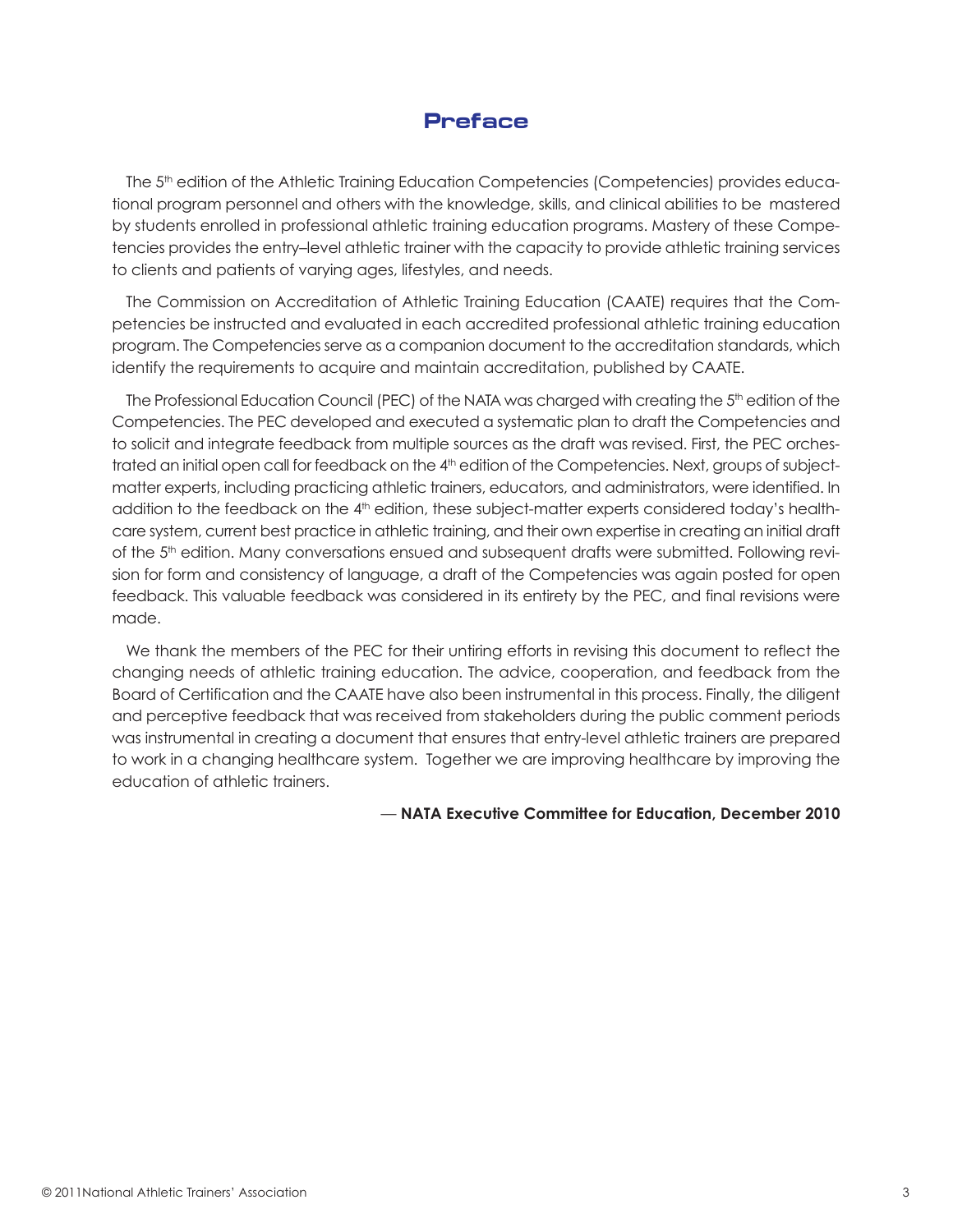# Preface

The 5th edition of the Athletic Training Education Competencies (Competencies) provides educational program personnel and others with the knowledge, skills, and clinical abilities to be mastered by students enrolled in professional athletic training education programs. Mastery of these Competencies provides the entry–level athletic trainer with the capacity to provide athletic training services to clients and patients of varying ages, lifestyles, and needs.

The Commission on Accreditation of Athletic Training Education (CAATE) requires that the Competencies be instructed and evaluated in each accredited professional athletic training education program. The Competencies serve as a companion document to the accreditation standards, which identify the requirements to acquire and maintain accreditation, published by CAATE.

The Professional Education Council (PEC) of the NATA was charged with creating the 5th edition of the Competencies. The PEC developed and executed a systematic plan to draft the Competencies and to solicit and integrate feedback from multiple sources as the draft was revised. First, the PEC orchestrated an initial open call for feedback on the 4th edition of the Competencies. Next, groups of subject-matter experts, including practicing athletic trainers, educators, and administrators, were identified. In addition to the feedback on the 4th edition, these subject-matter experts considered today's healthcare system, current best practice in athletic training, and their own expertise in creating an initial draft of the 5th edition. Many conversations ensued and subsequent drafts were submitted. Following revision for form and consistency of language, a draft of the Competencies was again posted for open feedback. This valuable feedback was considered in its entirety by the PEC, and final revisions were made.

We thank the members of the PEC for their untiring efforts in revising this document to reflect the changing needs of athletic training education. The advice, cooperation, and feedback from the Board of Certification and the CAATE have also been instrumental in this process. Finally, the diligent and perceptive feedback that was received from stakeholders during the public comment periods was instrumental in creating a document that ensures that entry-level athletic trainers are prepared to work in a changing healthcare system. Together we are improving healthcare by improving the education of athletic trainers.

— **NATA Executive Committee for Education, December 2010**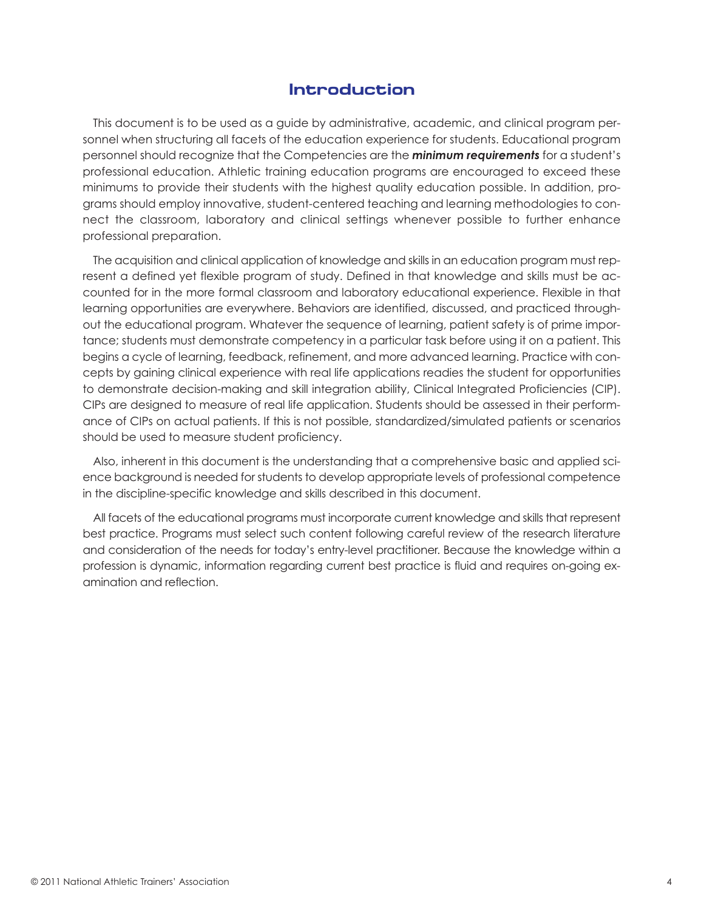# Introduction

This document is to be used as a guide by administrative, academic, and clinical program personnel when structuring all facets of the education experience for students. Educational program personnel should recognize that the Competencies are the ***minimum requirements*** for a student's professional education. Athletic training education programs are encouraged to exceed these minimums to provide their students with the highest quality education possible. In addition, programs should employ innovative, student-centered teaching and learning methodologies to connect the classroom, laboratory and clinical settings whenever possible to further enhance professional preparation.

The acquisition and clinical application of knowledge and skills in an education program must represent a defined yet flexible program of study. Defined in that knowledge and skills must be accounted for in the more formal classroom and laboratory educational experience. Flexible in that learning opportunities are everywhere. Behaviors are identified, discussed, and practiced throughout the educational program. Whatever the sequence of learning, patient safety is of prime importance; students must demonstrate competency in a particular task before using it on a patient. This begins a cycle of learning, feedback, refinement, and more advanced learning. Practice with concepts by gaining clinical experience with real life applications readies the student for opportunities to demonstrate decision-making and skill integration ability, Clinical Integrated Proficiencies (CIP). CIPs are designed to measure of real life application. Students should be assessed in their performance of CIPs on actual patients. If this is not possible, standardized/simulated patients or scenarios should be used to measure student proficiency.

Also, inherent in this document is the understanding that a comprehensive basic and applied science background is needed for students to develop appropriate levels of professional competence in the discipline-specific knowledge and skills described in this document.

All facets of the educational programs must incorporate current knowledge and skills that represent best practice. Programs must select such content following careful review of the research literature and consideration of the needs for today's entry-level practitioner. Because the knowledge within a profession is dynamic, information regarding current best practice is fluid and requires on-going examination and reflection.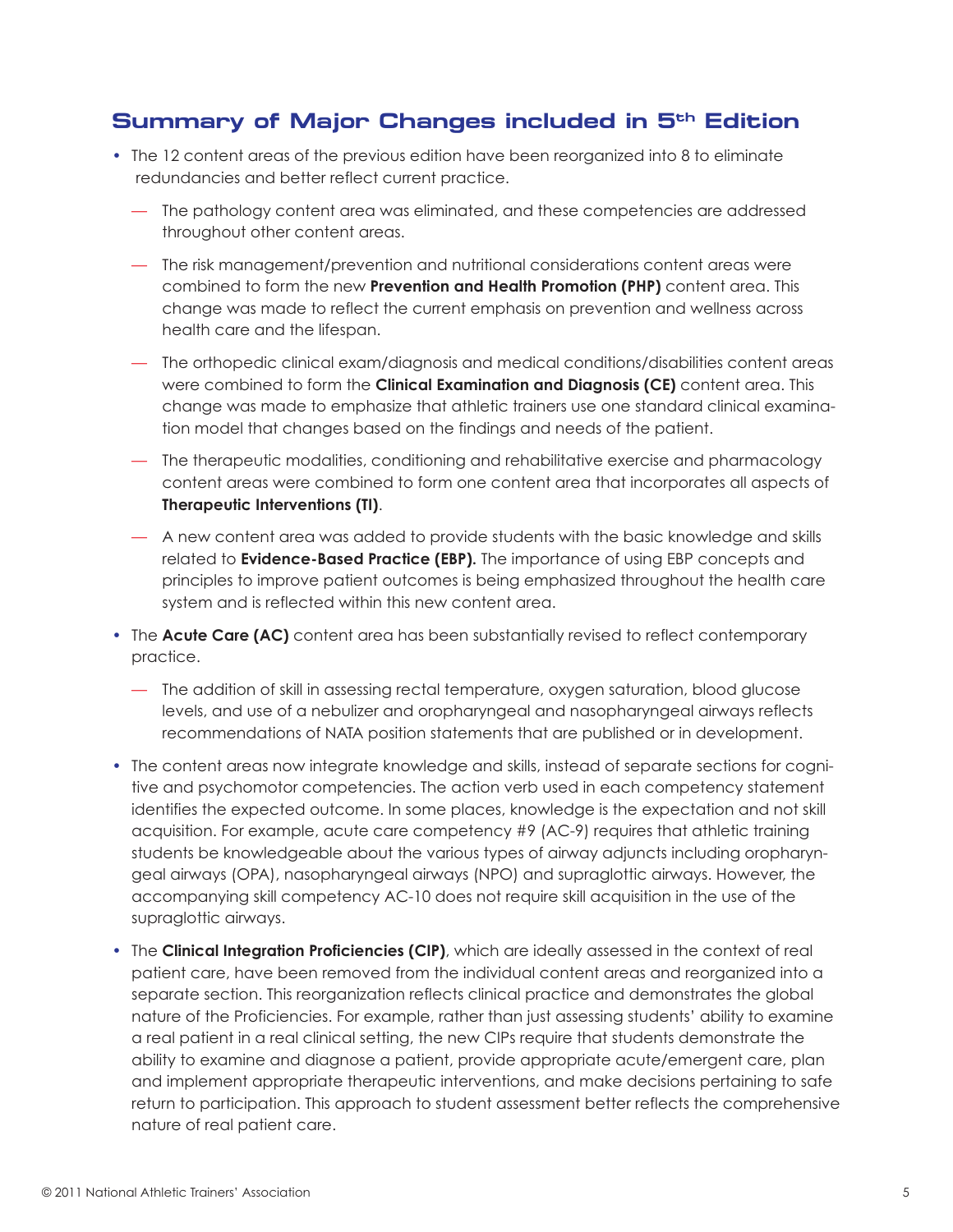## Summary of Major Changes included in 5th Edition

- The 12 content areas of the previous edition have been reorganized into 8 to eliminate redundancies and better reflect current practice.
  - The pathology content area was eliminated, and these competencies are addressed throughout other content areas.
  - The risk management/prevention and nutritional considerations content areas were combined to form the new **Prevention and Health Promotion (PHP)** content area. This change was made to reflect the current emphasis on prevention and wellness across health care and the lifespan.
  - The orthopedic clinical exam/diagnosis and medical conditions/disabilities content areas were combined to form the **Clinical Examination and Diagnosis (CE)** content area. This change was made to emphasize that athletic trainers use one standard clinical examination model that changes based on the findings and needs of the patient.
  - The therapeutic modalities, conditioning and rehabilitative exercise and pharmacology content areas were combined to form one content area that incorporates all aspects of **Therapeutic Interventions (TI)**.
  - A new content area was added to provide students with the basic knowledge and skills related to **Evidence-Based Practice (EBP).** The importance of using EBP concepts and principles to improve patient outcomes is being emphasized throughout the health care system and is reflected within this new content area.
- The **Acute Care (AC)** content area has been substantially revised to reflect contemporary practice.
  - The addition of skill in assessing rectal temperature, oxygen saturation, blood glucose levels, and use of a nebulizer and oropharyngeal and nasopharyngeal airways reflects recommendations of NATA position statements that are published or in development.
- The content areas now integrate knowledge and skills, instead of separate sections for cognitive and psychomotor competencies. The action verb used in each competency statement identifies the expected outcome. In some places, knowledge is the expectation and not skill acquisition. For example, acute care competency #9 (AC-9) requires that athletic training students be knowledgeable about the various types of airway adjuncts including oropharyngeal airways (OPA), nasopharyngeal airways (NPO) and supraglottic airways. However, the accompanying skill competency AC-10 does not require skill acquisition in the use of the supraglottic airways.
- The **Clinical Integration Proficiencies (CIP)**, which are ideally assessed in the context of real patient care, have been removed from the individual content areas and reorganized into a separate section. This reorganization reflects clinical practice and demonstrates the global nature of the Proficiencies. For example, rather than just assessing students' ability to examine a real patient in a real clinical setting, the new CIPs require that students demonstrate the ability to examine and diagnose a patient, provide appropriate acute/emergent care, plan and implement appropriate therapeutic interventions, and make decisions pertaining to safe return to participation. This approach to student assessment better reflects the comprehensive nature of real patient care.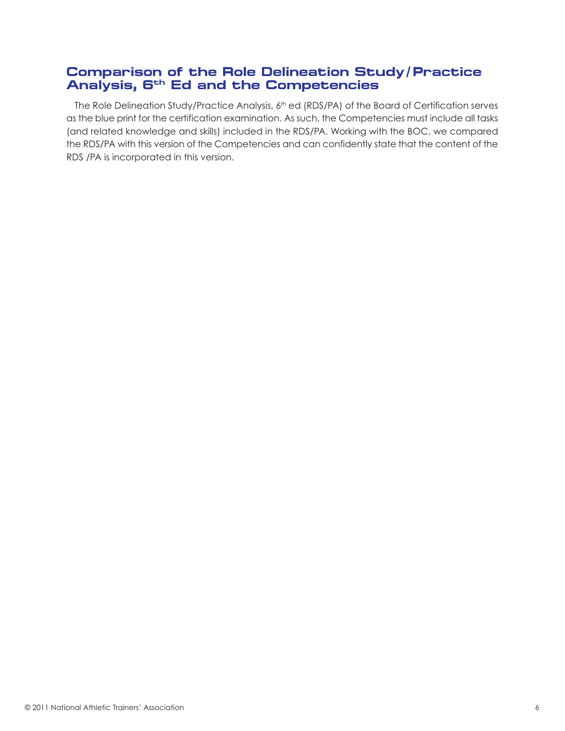## Comparison of the Role Delineation Study/Practice Analysis, 6th Ed and the Competencies

The Role Delineation Study/Practice Analysis, 6th ed (RDS/PA) of the Board of Certification serves as the blue print for the certification examination. As such, the Competencies must include all tasks (and related knowledge and skills) included in the RDS/PA. Working with the BOC, we compared the RDS/PA with this version of the Competencies and can confidently state that the content of the RDS /PA is incorporated in this version.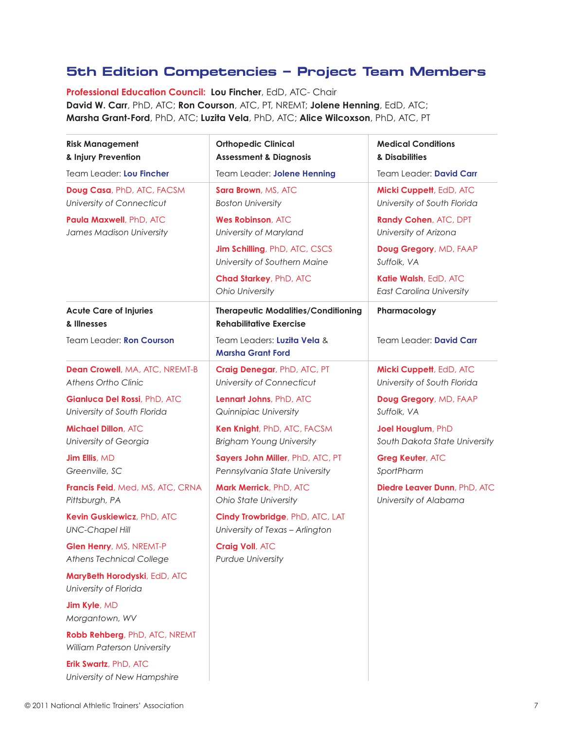## 5th Edition Competencies – Project Team Members

**Professional Education Council:** **Lou Fincher**, EdD, ATC- Chair
**David W. Carr**, PhD, ATC; **Ron Courson**, ATC, PT, NREMT; **Jolene Henning**, EdD, ATC;
**Marsha Grant-Ford**, PhD, ATC; **Luzita Vela**, PhD, ATC; **Alice Wilcoxson**, PhD, ATC, PT

### Risk Management & Injury Prevention

Team Leader: **Lou Fincher**

**Doug Casa**, PhD, ATC, FACSM
*University of Connecticut*

**Paula Maxwell**, PhD, ATC
*James Madison University*

### Orthopedic Clinical Assessment & Diagnosis

Team Leader: **Jolene Henning**

**Sara Brown**, MS, ATC
*Boston University*

**Wes Robinson**, ATC
*University of Maryland*

**Jim Schilling**, PhD, ATC, CSCS
*University of Southern Maine*

**Chad Starkey**, PhD, ATC
*Ohio University*

### Medical Conditions & Disabilities

Team Leader: **David Carr**

**Micki Cuppett**, EdD, ATC
*University of South Florida*

**Randy Cohen**, ATC, DPT
*University of Arizona*

**Doug Gregory**, MD, FAAP
*Suffolk, VA*

**Katie Walsh**, EdD, ATC
*East Carolina University*

### Acute Care of Injuries & Illnesses

Team Leader: **Ron Courson**

**Dean Crowell**, MA, ATC, NREMT-B
*Athens Ortho Clinic*

**Gianluca Del Rossi**, PhD, ATC
*University of South Florida*

**Michael Dillon**, ATC
*University of Georgia*

**Jim Ellis**, MD
*Greenville, SC*

**Francis Feid**, Med, MS, ATC, CRNA
*Pittsburgh, PA*

**Kevin Guskiewicz**, PhD, ATC
*UNC-Chapel Hill*

**Glen Henry**, MS, NREMT-P
*Athens Technical College*

**MaryBeth Horodyski**, EdD, ATC
*University of Florida*

**Jim Kyle**, MD
*Morgantown, WV*

**Robb Rehberg**, PhD, ATC, NREMT
*William Paterson University*

**Erik Swartz**, PhD, ATC
*University of New Hampshire*

### Therapeutic Modalities/Conditioning Rehabilitative Exercise

Team Leaders: **Luzita Vela** & **Marsha Grant Ford**

**Craig Denegar**, PhD, ATC, PT
*University of Connecticut*

**Lennart Johns**, PhD, ATC
*Quinnipiac University*

**Ken Knight**, PhD, ATC, FACSM
*Brigham Young University*

**Sayers John Miller**, PhD, ATC, PT
*Pennsylvania State University*

**Mark Merrick**, PhD, ATC
*Ohio State University*

**Cindy Trowbridge**, PhD, ATC, LAT
*University of Texas – Arlington*

**Craig Voll**, ATC
*Purdue University*

### Pharmacology

Team Leader: **David Carr**

**Micki Cuppett**, EdD, ATC
*University of South Florida*

**Doug Gregory**, MD, FAAP
*Suffolk, VA*

**Joel Houglum**, PhD
*South Dakota State University*

**Greg Keuter**, ATC
*SportPharm*

**Diedre Leaver Dunn**, PhD, ATC
*University of Alabama*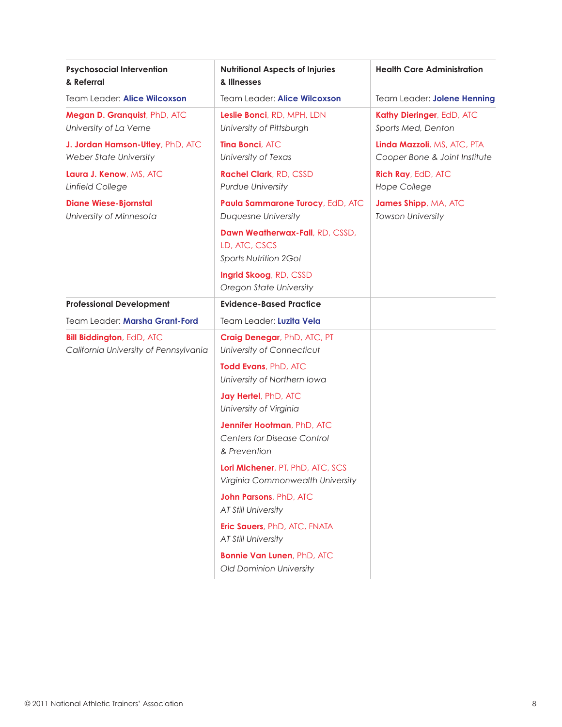### Psychosocial Intervention & Referral

Team Leader: **Alice Wilcoxson**

**Megan D. Granquist**, PhD, ATC
*University of La Verne*

**J. Jordan Hamson-Utley**, PhD, ATC
*Weber State University*

**Laura J. Kenow**, MS, ATC
*Linfield College*

**Diane Wiese-Bjornstal**
*University of Minnesota*

### Nutritional Aspects of Injuries & Illnesses

Team Leader: **Alice Wilcoxson**

**Leslie Bonci**, RD, MPH, LDN
*University of Pittsburgh*

**Tina Bonci**, ATC
*University of Texas*

**Rachel Clark**, RD, CSSD
*Purdue University*

**Paula Sammarone Turocy**, EdD, ATC
*Duquesne University*

**Dawn Weatherwax-Fall**, RD, CSSD, LD, ATC, CSCS
*Sports Nutrition 2Go!*

**Ingrid Skoog**, RD, CSSD
*Oregon State University*

### Health Care Administration

Team Leader: **Jolene Henning**

**Kathy Dieringer**, EdD, ATC
*Sports Med, Denton*

**Linda Mazzoli**, MS, ATC, PTA
*Cooper Bone & Joint Institute*

**Rich Ray**, EdD, ATC
*Hope College*

**James Shipp**, MA, ATC
*Towson University*

### Professional Development

Team Leader: **Marsha Grant-Ford**

**Bill Biddington**, EdD, ATC
*California University of Pennsylvania*

### Evidence-Based Practice

Team Leader: **Luzita Vela**

**Craig Denegar**, PhD, ATC, PT
*University of Connecticut*

**Todd Evans**, PhD, ATC
*University of Northern Iowa*

**Jay Hertel**, PhD, ATC
*University of Virginia*

**Jennifer Hootman**, PhD, ATC
*Centers for Disease Control & Prevention*

**Lori Michener**, PT, PhD, ATC, SCS
*Virginia Commonwealth University*

**John Parsons**, PhD, ATC
*AT Still University*

**Eric Sauers**, PhD, ATC, FNATA
*AT Still University*

**Bonnie Van Lunen**, PhD, ATC
*Old Dominion University*

© 2011 National Athletic Trainers' Association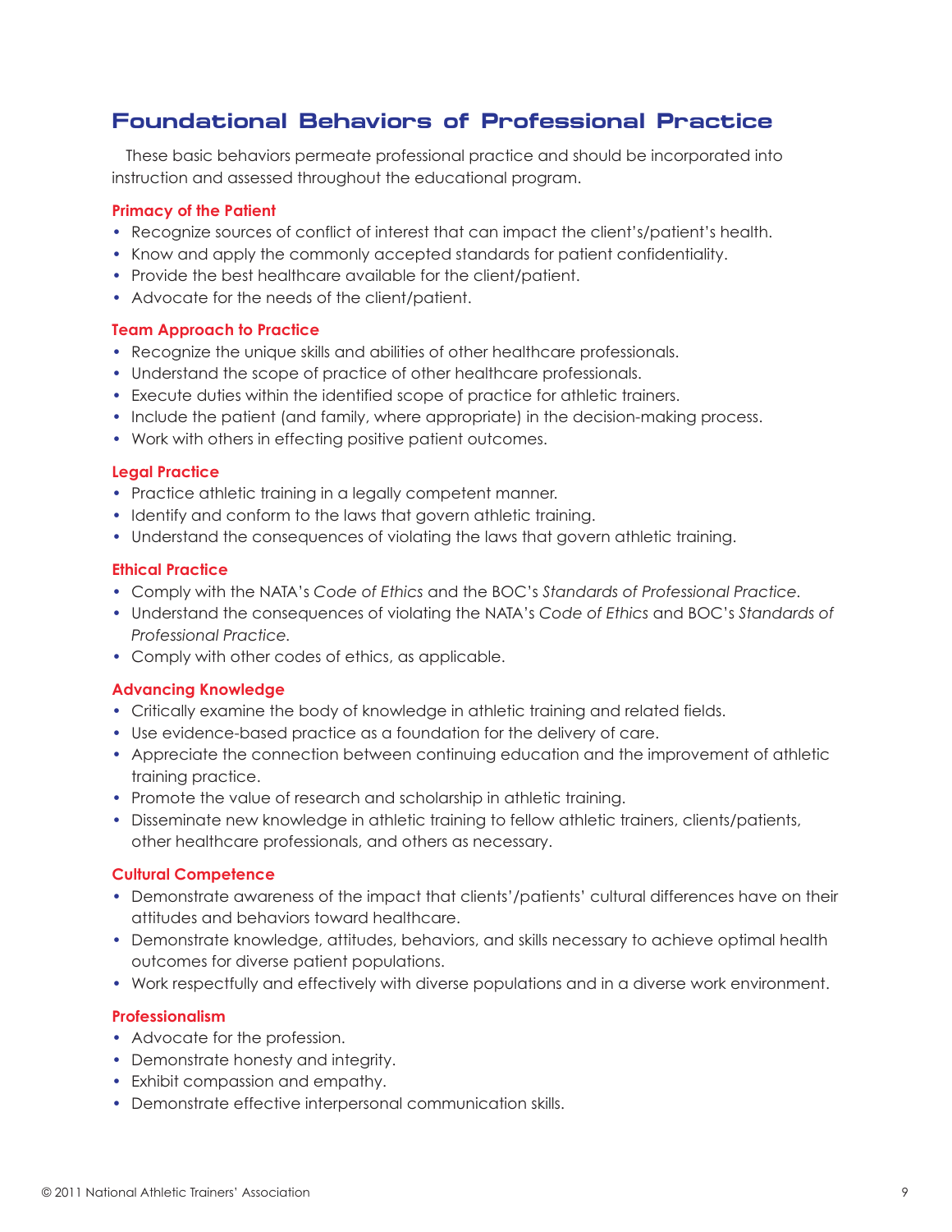## Foundational Behaviors of Professional Practice

These basic behaviors permeate professional practice and should be incorporated into instruction and assessed throughout the educational program.

### Primacy of the Patient

- Recognize sources of conflict of interest that can impact the client's/patient's health.
- Know and apply the commonly accepted standards for patient confidentiality.
- Provide the best healthcare available for the client/patient.
- Advocate for the needs of the client/patient.

### Team Approach to Practice

- Recognize the unique skills and abilities of other healthcare professionals.
- Understand the scope of practice of other healthcare professionals.
- Execute duties within the identified scope of practice for athletic trainers.
- Include the patient (and family, where appropriate) in the decision-making process.
- Work with others in effecting positive patient outcomes.

### Legal Practice

- Practice athletic training in a legally competent manner.
- Identify and conform to the laws that govern athletic training.
- Understand the consequences of violating the laws that govern athletic training.

### Ethical Practice

- Comply with the NATA's *Code of Ethics* and the BOC's *Standards of Professional Practice*.
- Understand the consequences of violating the NATA's *Code of Ethics* and BOC's *Standards of Professional Practice*.
- Comply with other codes of ethics, as applicable.

### Advancing Knowledge

- Critically examine the body of knowledge in athletic training and related fields.
- Use evidence-based practice as a foundation for the delivery of care.
- Appreciate the connection between continuing education and the improvement of athletic training practice.
- Promote the value of research and scholarship in athletic training.
- Disseminate new knowledge in athletic training to fellow athletic trainers, clients/patients, other healthcare professionals, and others as necessary.

### Cultural Competence

- Demonstrate awareness of the impact that clients'/patients' cultural differences have on their attitudes and behaviors toward healthcare.
- Demonstrate knowledge, attitudes, behaviors, and skills necessary to achieve optimal health outcomes for diverse patient populations.
- Work respectfully and effectively with diverse populations and in a diverse work environment.

### Professionalism

- Advocate for the profession.
- Demonstrate honesty and integrity.
- Exhibit compassion and empathy.
- Demonstrate effective interpersonal communication skills.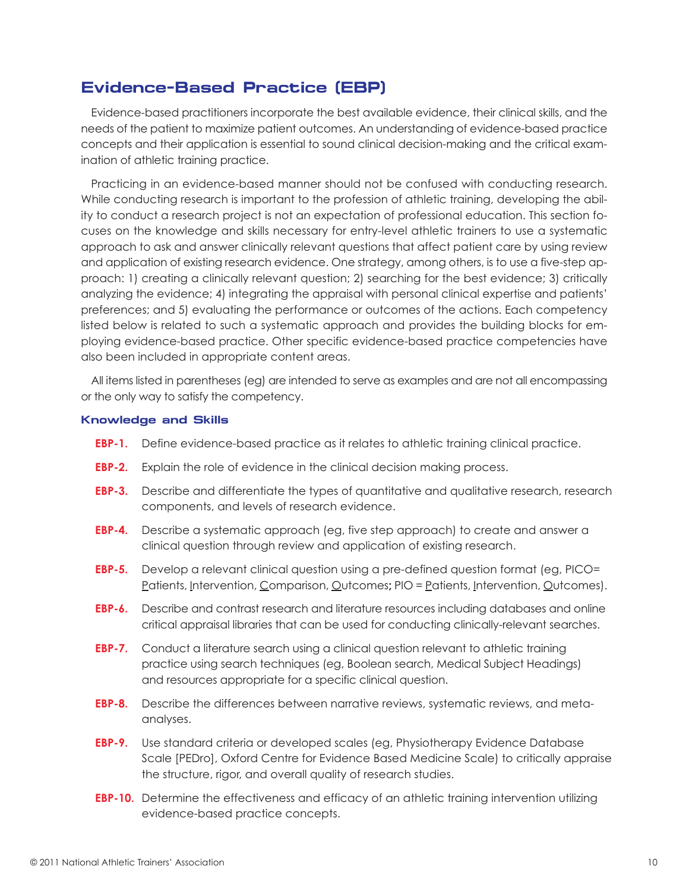## Evidence-Based Practice (EBP)

Evidence-based practitioners incorporate the best available evidence, their clinical skills, and the needs of the patient to maximize patient outcomes. An understanding of evidence-based practice concepts and their application is essential to sound clinical decision-making and the critical examination of athletic training practice.

Practicing in an evidence-based manner should not be confused with conducting research. While conducting research is important to the profession of athletic training, developing the ability to conduct a research project is not an expectation of professional education. This section focuses on the knowledge and skills necessary for entry-level athletic trainers to use a systematic approach to ask and answer clinically relevant questions that affect patient care by using review and application of existing research evidence. One strategy, among others, is to use a five-step approach: 1) creating a clinically relevant question; 2) searching for the best evidence; 3) critically analyzing the evidence; 4) integrating the appraisal with personal clinical expertise and patients' preferences; and 5) evaluating the performance or outcomes of the actions. Each competency listed below is related to such a systematic approach and provides the building blocks for employing evidence-based practice. Other specific evidence-based practice competencies have also been included in appropriate content areas.

All items listed in parentheses (eg) are intended to serve as examples and are not all encompassing or the only way to satisfy the competency.

### Knowledge and Skills

**EBP-1.** Define evidence-based practice as it relates to athletic training clinical practice.

**EBP-2.** Explain the role of evidence in the clinical decision making process.

**EBP-3.** Describe and differentiate the types of quantitative and qualitative research, research components, and levels of research evidence.

**EBP-4.** Describe a systematic approach (eg, five step approach) to create and answer a clinical question through review and application of existing research.

**EBP-5.** Develop a relevant clinical question using a pre-defined question format (eg, PICO= Patients, Intervention, Comparison, Outcomes**;** PIO = Patients, Intervention, Outcomes).

**EBP-6.** Describe and contrast research and literature resources including databases and online critical appraisal libraries that can be used for conducting clinically-relevant searches.

**EBP-7.** Conduct a literature search using a clinical question relevant to athletic training practice using search techniques (eg, Boolean search, Medical Subject Headings) and resources appropriate for a specific clinical question.

**EBP-8.** Describe the differences between narrative reviews, systematic reviews, and meta-analyses.

**EBP-9.** Use standard criteria or developed scales (eg, Physiotherapy Evidence Database Scale [PEDro], Oxford Centre for Evidence Based Medicine Scale) to critically appraise the structure, rigor, and overall quality of research studies.

**EBP-10.** Determine the effectiveness and efficacy of an athletic training intervention utilizing evidence-based practice concepts.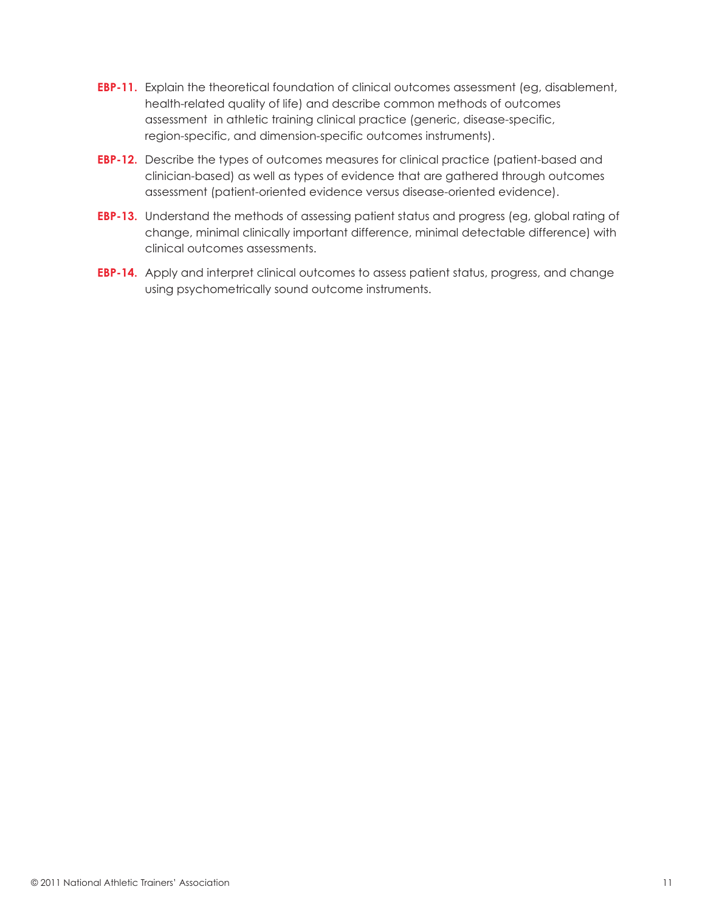**EBP-11.** Explain the theoretical foundation of clinical outcomes assessment (eg, disablement, health-related quality of life) and describe common methods of outcomes assessment in athletic training clinical practice (generic, disease-specific, region-specific, and dimension-specific outcomes instruments).

**EBP-12.** Describe the types of outcomes measures for clinical practice (patient-based and clinician-based) as well as types of evidence that are gathered through outcomes assessment (patient-oriented evidence versus disease-oriented evidence).

**EBP-13.** Understand the methods of assessing patient status and progress (eg, global rating of change, minimal clinically important difference, minimal detectable difference) with clinical outcomes assessments.

**EBP-14.** Apply and interpret clinical outcomes to assess patient status, progress, and change using psychometrically sound outcome instruments.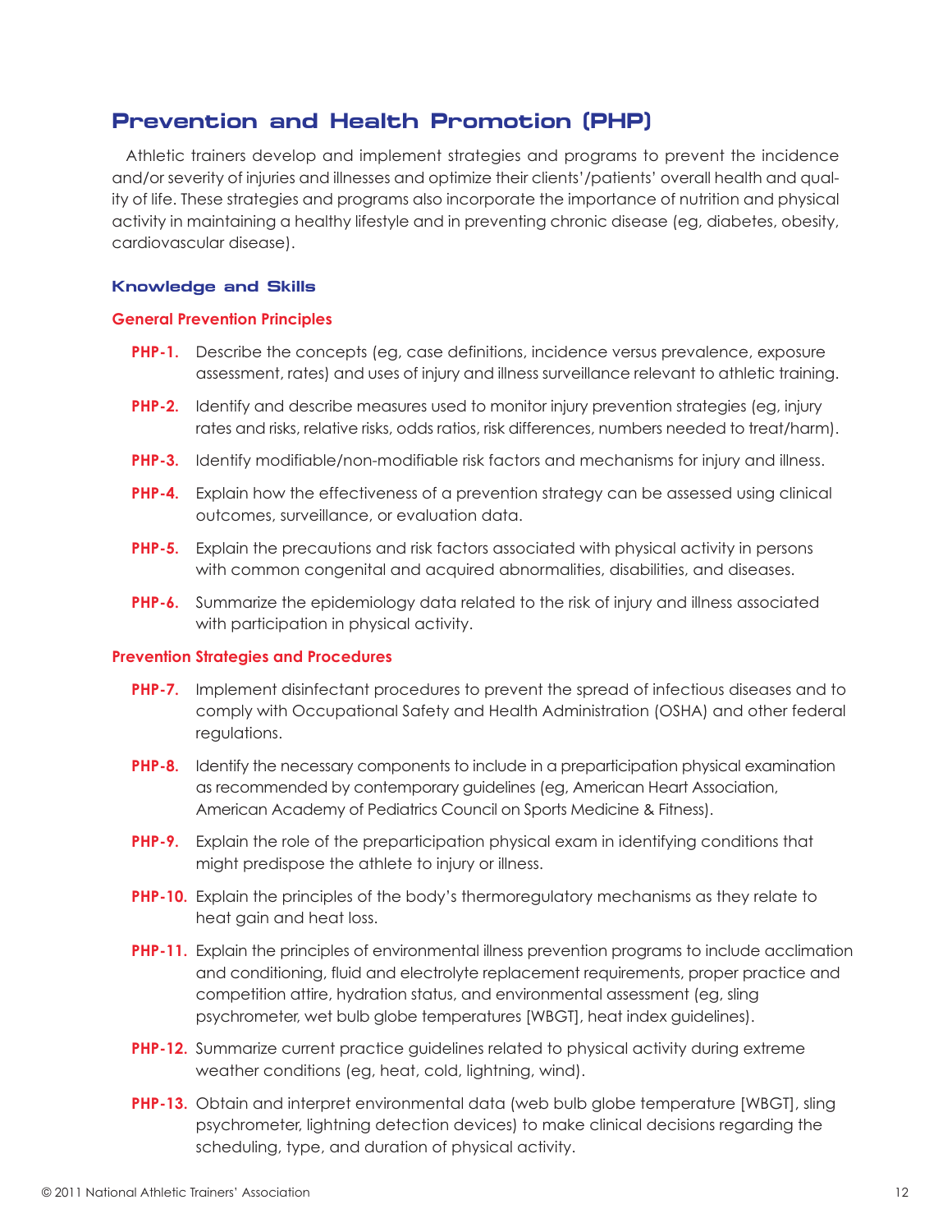## Prevention and Health Promotion (PHP)

Athletic trainers develop and implement strategies and programs to prevent the incidence and/or severity of injuries and illnesses and optimize their clients'/patients' overall health and quality of life. These strategies and programs also incorporate the importance of nutrition and physical activity in maintaining a healthy lifestyle and in preventing chronic disease (eg, diabetes, obesity, cardiovascular disease).

### Knowledge and Skills

#### General Prevention Principles

**PHP-1.** Describe the concepts (eg, case definitions, incidence versus prevalence, exposure assessment, rates) and uses of injury and illness surveillance relevant to athletic training.

**PHP-2.** Identify and describe measures used to monitor injury prevention strategies (eg, injury rates and risks, relative risks, odds ratios, risk differences, numbers needed to treat/harm).

**PHP-3.** Identify modifiable/non-modifiable risk factors and mechanisms for injury and illness.

**PHP-4.** Explain how the effectiveness of a prevention strategy can be assessed using clinical outcomes, surveillance, or evaluation data.

**PHP-5.** Explain the precautions and risk factors associated with physical activity in persons with common congenital and acquired abnormalities, disabilities, and diseases.

**PHP-6.** Summarize the epidemiology data related to the risk of injury and illness associated with participation in physical activity.

#### Prevention Strategies and Procedures

**PHP-7.** Implement disinfectant procedures to prevent the spread of infectious diseases and to comply with Occupational Safety and Health Administration (OSHA) and other federal regulations.

**PHP-8.** Identify the necessary components to include in a preparticipation physical examination as recommended by contemporary guidelines (eg, American Heart Association, American Academy of Pediatrics Council on Sports Medicine & Fitness).

**PHP-9.** Explain the role of the preparticipation physical exam in identifying conditions that might predispose the athlete to injury or illness.

**PHP-10.** Explain the principles of the body's thermoregulatory mechanisms as they relate to heat gain and heat loss.

**PHP-11.** Explain the principles of environmental illness prevention programs to include acclimation and conditioning, fluid and electrolyte replacement requirements, proper practice and competition attire, hydration status, and environmental assessment (eg, sling psychrometer, wet bulb globe temperatures [WBGT], heat index guidelines).

**PHP-12.** Summarize current practice guidelines related to physical activity during extreme weather conditions (eg, heat, cold, lightning, wind).

**PHP-13.** Obtain and interpret environmental data (web bulb globe temperature [WBGT], sling psychrometer, lightning detection devices) to make clinical decisions regarding the scheduling, type, and duration of physical activity.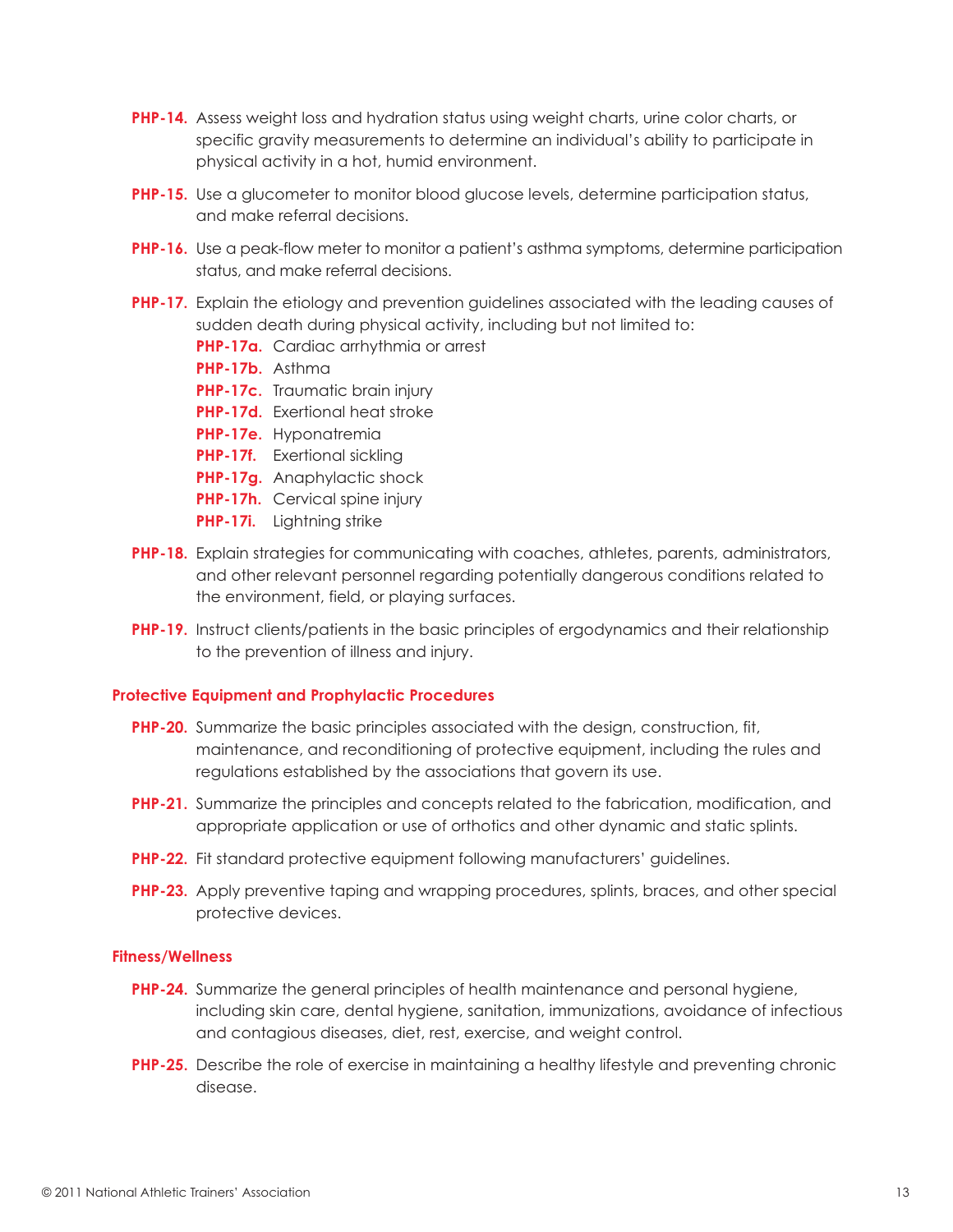**PHP-14.** Assess weight loss and hydration status using weight charts, urine color charts, or specific gravity measurements to determine an individual's ability to participate in physical activity in a hot, humid environment.

**PHP-15.** Use a glucometer to monitor blood glucose levels, determine participation status, and make referral decisions.

**PHP-16.** Use a peak-flow meter to monitor a patient's asthma symptoms, determine participation status, and make referral decisions.

**PHP-17.** Explain the etiology and prevention guidelines associated with the leading causes of sudden death during physical activity, including but not limited to:

- **PHP-17a.** Cardiac arrhythmia or arrest
- **PHP-17b.** Asthma
- **PHP-17c.** Traumatic brain injury
- **PHP-17d.** Exertional heat stroke
- **PHP-17e.** Hyponatremia
- **PHP-17f.** Exertional sickling
- **PHP-17g.** Anaphylactic shock
- **PHP-17h.** Cervical spine injury
- **PHP-17i.** Lightning strike

**PHP-18.** Explain strategies for communicating with coaches, athletes, parents, administrators, and other relevant personnel regarding potentially dangerous conditions related to the environment, field, or playing surfaces.

**PHP-19.** Instruct clients/patients in the basic principles of ergodynamics and their relationship to the prevention of illness and injury.

### Protective Equipment and Prophylactic Procedures

**PHP-20.** Summarize the basic principles associated with the design, construction, fit, maintenance, and reconditioning of protective equipment, including the rules and regulations established by the associations that govern its use.

**PHP-21.** Summarize the principles and concepts related to the fabrication, modification, and appropriate application or use of orthotics and other dynamic and static splints.

**PHP-22.** Fit standard protective equipment following manufacturers' guidelines.

**PHP-23.** Apply preventive taping and wrapping procedures, splints, braces, and other special protective devices.

### Fitness/Wellness

**PHP-24.** Summarize the general principles of health maintenance and personal hygiene, including skin care, dental hygiene, sanitation, immunizations, avoidance of infectious and contagious diseases, diet, rest, exercise, and weight control.

**PHP-25.** Describe the role of exercise in maintaining a healthy lifestyle and preventing chronic disease.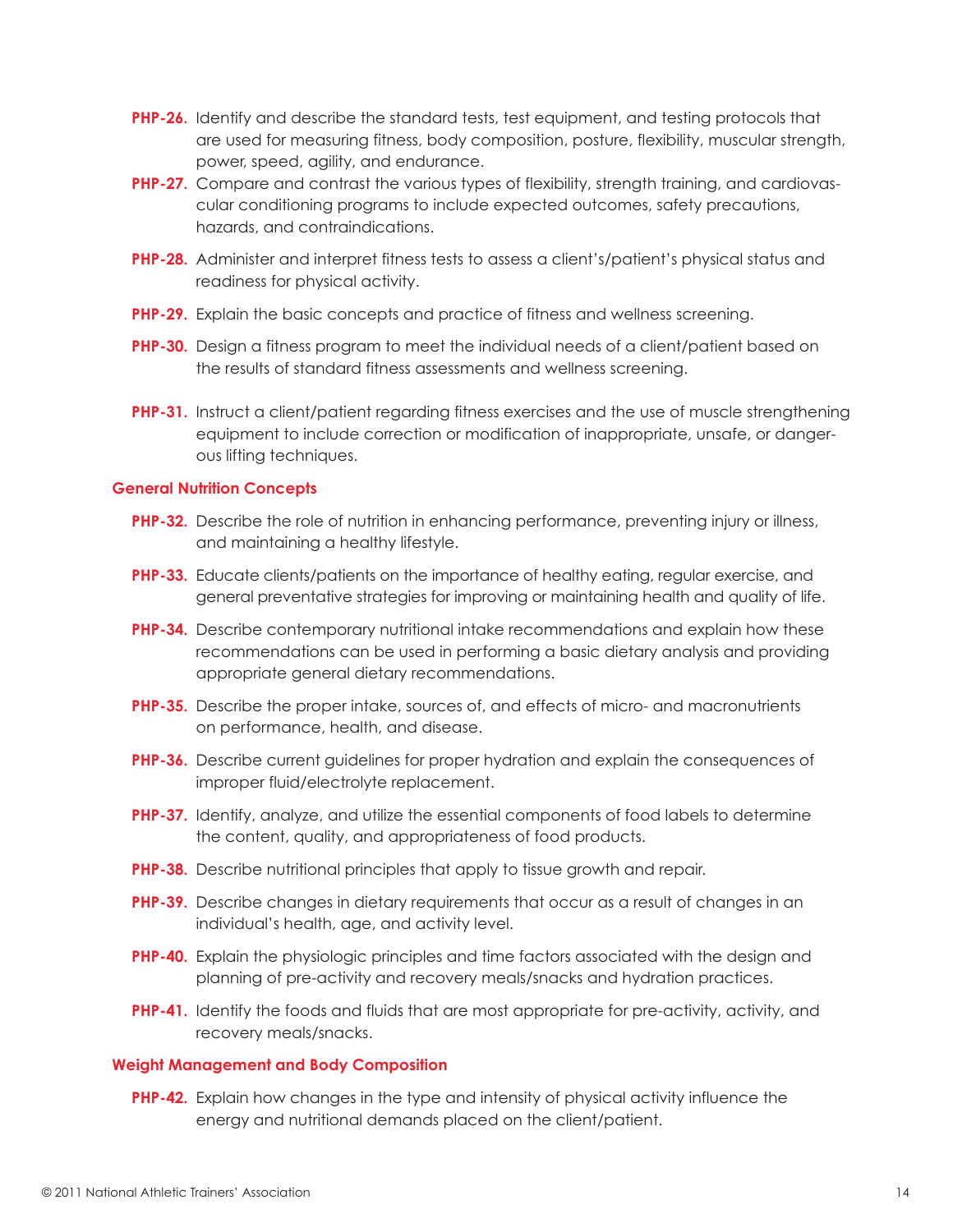**PHP-26.** Identify and describe the standard tests, test equipment, and testing protocols that are used for measuring fitness, body composition, posture, flexibility, muscular strength, power, speed, agility, and endurance.

**PHP-27.** Compare and contrast the various types of flexibility, strength training, and cardiovascular conditioning programs to include expected outcomes, safety precautions, hazards, and contraindications.

**PHP-28.** Administer and interpret fitness tests to assess a client's/patient's physical status and readiness for physical activity.

**PHP-29.** Explain the basic concepts and practice of fitness and wellness screening.

**PHP-30.** Design a fitness program to meet the individual needs of a client/patient based on the results of standard fitness assessments and wellness screening.

**PHP-31.** Instruct a client/patient regarding fitness exercises and the use of muscle strengthening equipment to include correction or modification of inappropriate, unsafe, or dangerous lifting techniques.

### General Nutrition Concepts

**PHP-32.** Describe the role of nutrition in enhancing performance, preventing injury or illness, and maintaining a healthy lifestyle.

**PHP-33.** Educate clients/patients on the importance of healthy eating, regular exercise, and general preventative strategies for improving or maintaining health and quality of life.

**PHP-34.** Describe contemporary nutritional intake recommendations and explain how these recommendations can be used in performing a basic dietary analysis and providing appropriate general dietary recommendations.

**PHP-35.** Describe the proper intake, sources of, and effects of micro- and macronutrients on performance, health, and disease.

**PHP-36.** Describe current guidelines for proper hydration and explain the consequences of improper fluid/electrolyte replacement.

**PHP-37.** Identify, analyze, and utilize the essential components of food labels to determine the content, quality, and appropriateness of food products.

**PHP-38.** Describe nutritional principles that apply to tissue growth and repair.

**PHP-39.** Describe changes in dietary requirements that occur as a result of changes in an individual's health, age, and activity level.

**PHP-40.** Explain the physiologic principles and time factors associated with the design and planning of pre-activity and recovery meals/snacks and hydration practices.

**PHP-41.** Identify the foods and fluids that are most appropriate for pre-activity, activity, and recovery meals/snacks.

### Weight Management and Body Composition

**PHP-42.** Explain how changes in the type and intensity of physical activity influence the energy and nutritional demands placed on the client/patient.

© 2011 National Athletic Trainers' Association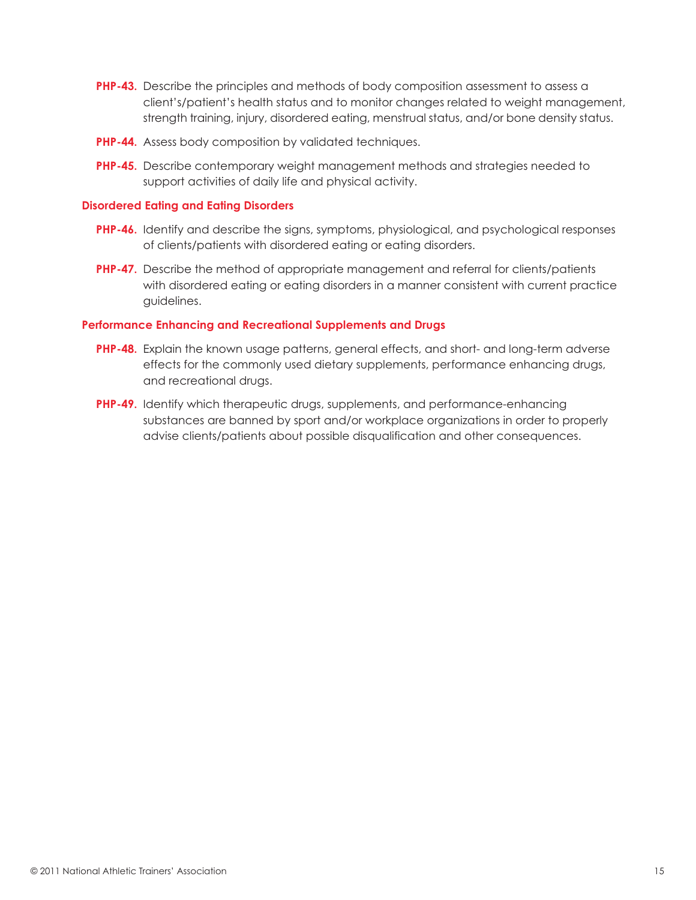**PHP-43.** Describe the principles and methods of body composition assessment to assess a client's/patient's health status and to monitor changes related to weight management, strength training, injury, disordered eating, menstrual status, and/or bone density status.

**PHP-44.** Assess body composition by validated techniques.

**PHP-45.** Describe contemporary weight management methods and strategies needed to support activities of daily life and physical activity.

### Disordered Eating and Eating Disorders

**PHP-46.** Identify and describe the signs, symptoms, physiological, and psychological responses of clients/patients with disordered eating or eating disorders.

**PHP-47.** Describe the method of appropriate management and referral for clients/patients with disordered eating or eating disorders in a manner consistent with current practice guidelines.

### Performance Enhancing and Recreational Supplements and Drugs

**PHP-48.** Explain the known usage patterns, general effects, and short- and long-term adverse effects for the commonly used dietary supplements, performance enhancing drugs, and recreational drugs.

**PHP-49.** Identify which therapeutic drugs, supplements, and performance-enhancing substances are banned by sport and/or workplace organizations in order to properly advise clients/patients about possible disqualification and other consequences.

© 2011 National Athletic Trainers' Association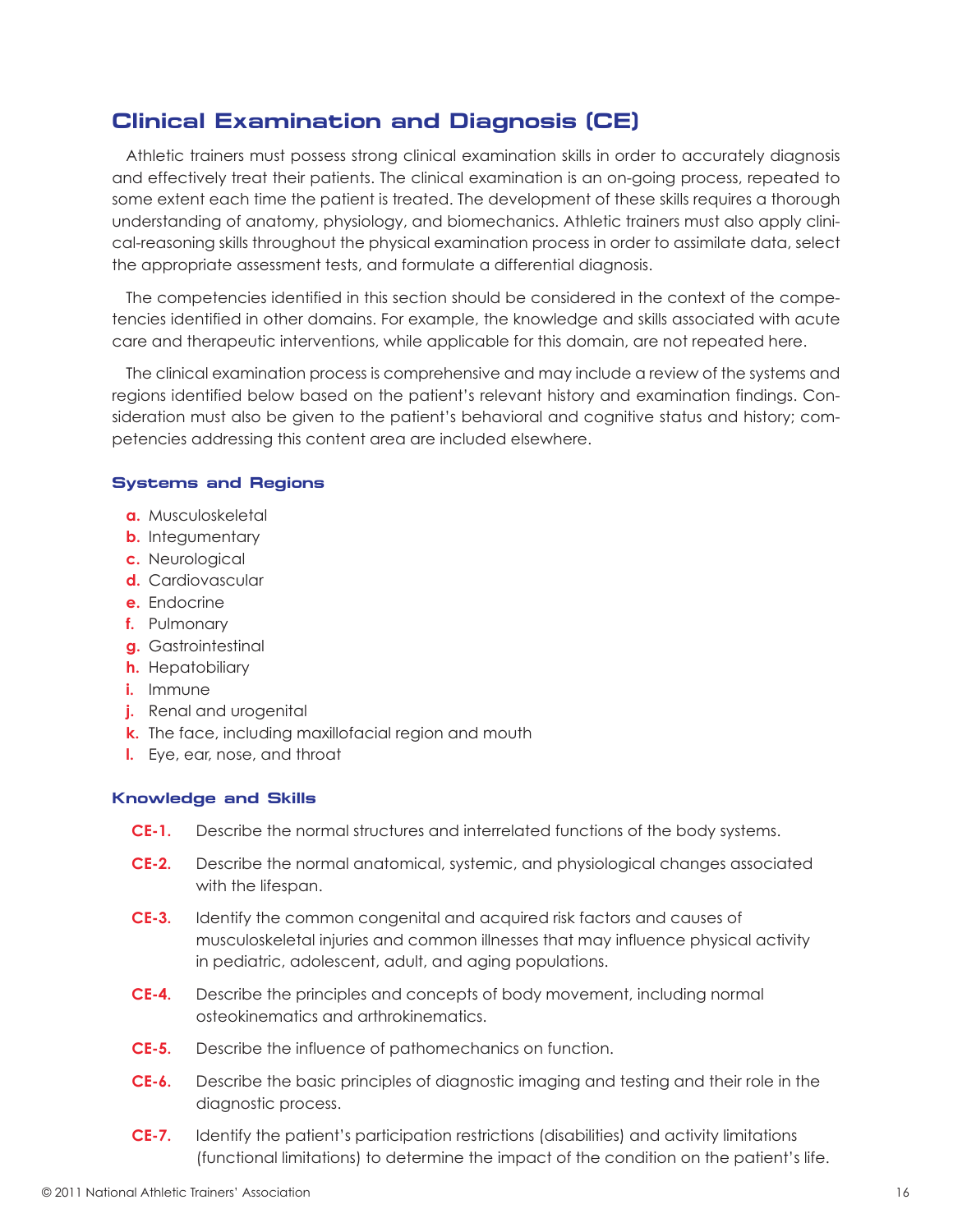## Clinical Examination and Diagnosis (CE)

Athletic trainers must possess strong clinical examination skills in order to accurately diagnosis and effectively treat their patients. The clinical examination is an on-going process, repeated to some extent each time the patient is treated. The development of these skills requires a thorough understanding of anatomy, physiology, and biomechanics. Athletic trainers must also apply clinical-reasoning skills throughout the physical examination process in order to assimilate data, select the appropriate assessment tests, and formulate a differential diagnosis.

The competencies identified in this section should be considered in the context of the competencies identified in other domains. For example, the knowledge and skills associated with acute care and therapeutic interventions, while applicable for this domain, are not repeated here.

The clinical examination process is comprehensive and may include a review of the systems and regions identified below based on the patient's relevant history and examination findings. Consideration must also be given to the patient's behavioral and cognitive status and history; competencies addressing this content area are included elsewhere.

### Systems and Regions

- **a.** Musculoskeletal
- **b.** Integumentary
- **c.** Neurological
- **d.** Cardiovascular
- **e.** Endocrine
- **f.** Pulmonary
- **g.** Gastrointestinal
- **h.** Hepatobiliary
- **i.** Immune
- **j.** Renal and urogenital
- **k.** The face, including maxillofacial region and mouth
- **l.** Eye, ear, nose, and throat

### Knowledge and Skills

**CE-1.** Describe the normal structures and interrelated functions of the body systems.

**CE-2.** Describe the normal anatomical, systemic, and physiological changes associated with the lifespan.

**CE-3.** Identify the common congenital and acquired risk factors and causes of musculoskeletal injuries and common illnesses that may influence physical activity in pediatric, adolescent, adult, and aging populations.

**CE-4.** Describe the principles and concepts of body movement, including normal osteokinematics and arthrokinematics.

**CE-5.** Describe the influence of pathomechanics on function.

**CE-6.** Describe the basic principles of diagnostic imaging and testing and their role in the diagnostic process.

**CE-7.** Identify the patient's participation restrictions (disabilities) and activity limitations (functional limitations) to determine the impact of the condition on the patient's life.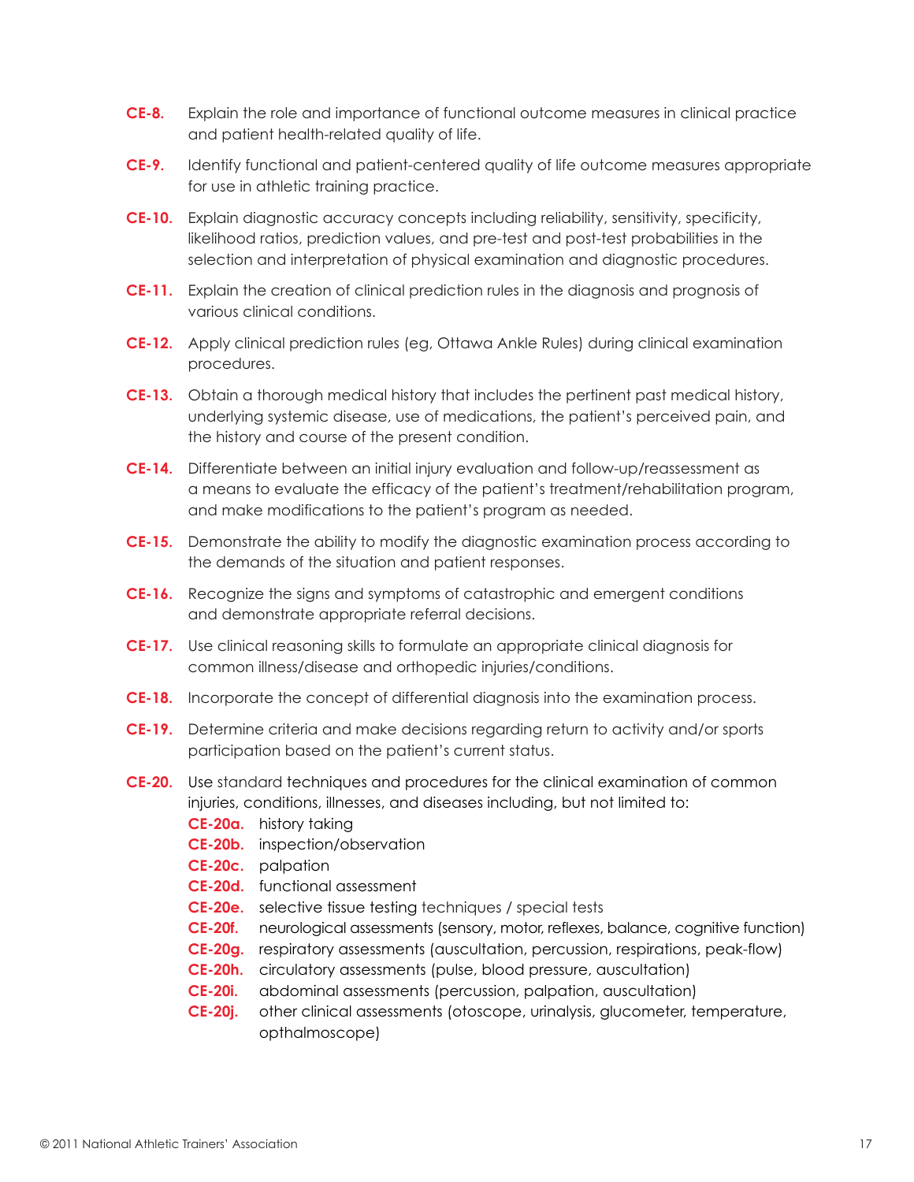**CE-8.** Explain the role and importance of functional outcome measures in clinical practice and patient health-related quality of life.

**CE-9.** Identify functional and patient-centered quality of life outcome measures appropriate for use in athletic training practice.

**CE-10.** Explain diagnostic accuracy concepts including reliability, sensitivity, specificity, likelihood ratios, prediction values, and pre-test and post-test probabilities in the selection and interpretation of physical examination and diagnostic procedures.

**CE-11.** Explain the creation of clinical prediction rules in the diagnosis and prognosis of various clinical conditions.

**CE-12.** Apply clinical prediction rules (eg, Ottawa Ankle Rules) during clinical examination procedures.

**CE-13.** Obtain a thorough medical history that includes the pertinent past medical history, underlying systemic disease, use of medications, the patient's perceived pain, and the history and course of the present condition.

**CE-14.** Differentiate between an initial injury evaluation and follow-up/reassessment as a means to evaluate the efficacy of the patient's treatment/rehabilitation program, and make modifications to the patient's program as needed.

**CE-15.** Demonstrate the ability to modify the diagnostic examination process according to the demands of the situation and patient responses.

**CE-16.** Recognize the signs and symptoms of catastrophic and emergent conditions and demonstrate appropriate referral decisions.

**CE-17.** Use clinical reasoning skills to formulate an appropriate clinical diagnosis for common illness/disease and orthopedic injuries/conditions.

**CE-18.** Incorporate the concept of differential diagnosis into the examination process.

**CE-19.** Determine criteria and make decisions regarding return to activity and/or sports participation based on the patient's current status.

**CE-20.** Use standard techniques and procedures for the clinical examination of common injuries, conditions, illnesses, and diseases including, but not limited to:

- **CE-20a.** history taking
- **CE-20b.** inspection/observation
- **CE-20c.** palpation
- **CE-20d.** functional assessment
- **CE-20e.** selective tissue testing techniques / special tests
- **CE-20f.** neurological assessments (sensory, motor, reflexes, balance, cognitive function)
- **CE-20g.** respiratory assessments (auscultation, percussion, respirations, peak-flow)
- **CE-20h.** circulatory assessments (pulse, blood pressure, auscultation)
- **CE-20i.** abdominal assessments (percussion, palpation, auscultation)
- **CE-20j.** other clinical assessments (otoscope, urinalysis, glucometer, temperature, opthalmoscope)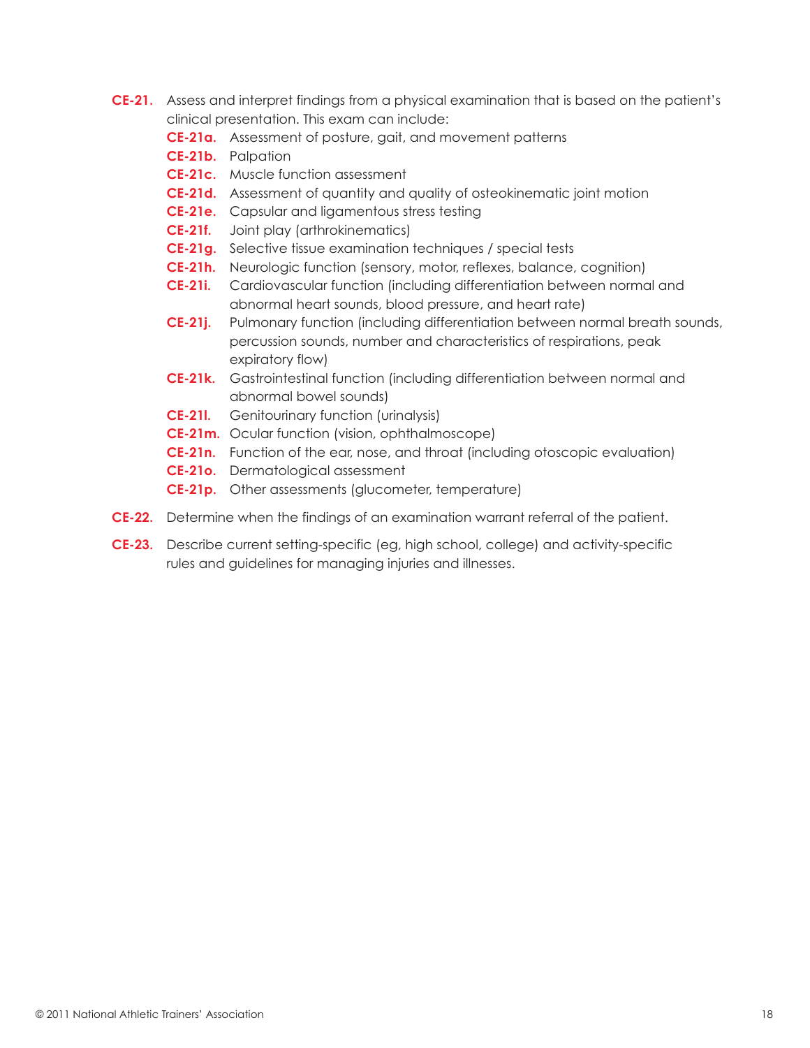**CE-21.** Assess and interpret findings from a physical examination that is based on the patient's clinical presentation. This exam can include:

- **CE-21a.** Assessment of posture, gait, and movement patterns
- **CE-21b.** Palpation
- **CE-21c.** Muscle function assessment
- **CE-21d.** Assessment of quantity and quality of osteokinematic joint motion
- **CE-21e.** Capsular and ligamentous stress testing
- **CE-21f.** Joint play (arthrokinematics)
- **CE-21g.** Selective tissue examination techniques / special tests
- **CE-21h.** Neurologic function (sensory, motor, reflexes, balance, cognition)
- **CE-21i.** Cardiovascular function (including differentiation between normal and abnormal heart sounds, blood pressure, and heart rate)
- **CE-21j.** Pulmonary function (including differentiation between normal breath sounds, percussion sounds, number and characteristics of respirations, peak expiratory flow)
- **CE-21k.** Gastrointestinal function (including differentiation between normal and abnormal bowel sounds)
- **CE-21l.** Genitourinary function (urinalysis)
- **CE-21m.** Ocular function (vision, ophthalmoscope)
- **CE-21n.** Function of the ear, nose, and throat (including otoscopic evaluation)
- **CE-21o.** Dermatological assessment
- **CE-21p.** Other assessments (glucometer, temperature)

**CE-22.** Determine when the findings of an examination warrant referral of the patient.

**CE-23.** Describe current setting-specific (eg, high school, college) and activity-specific rules and guidelines for managing injuries and illnesses.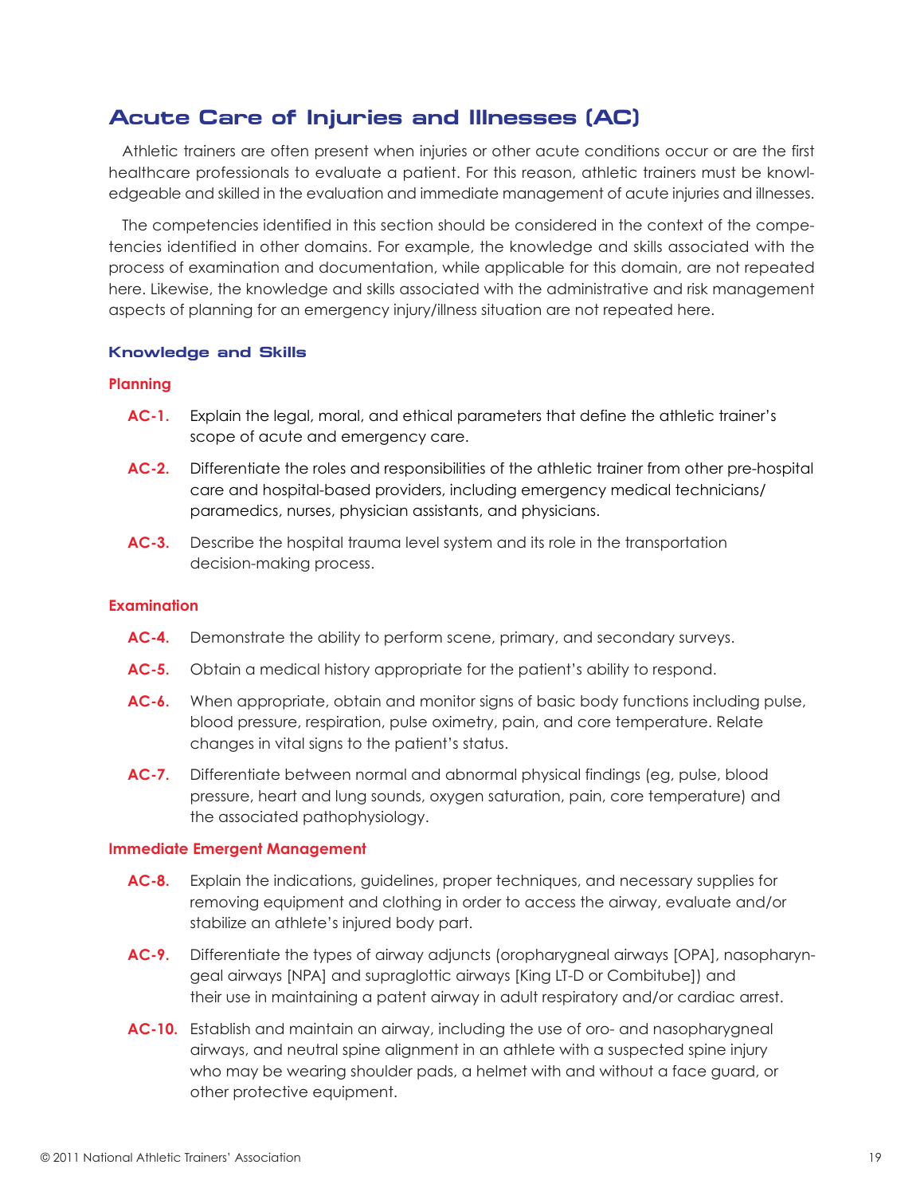## Acute Care of Injuries and Illnesses (AC)

Athletic trainers are often present when injuries or other acute conditions occur or are the first healthcare professionals to evaluate a patient. For this reason, athletic trainers must be knowledgeable and skilled in the evaluation and immediate management of acute injuries and illnesses.

The competencies identified in this section should be considered in the context of the competencies identified in other domains. For example, the knowledge and skills associated with the process of examination and documentation, while applicable for this domain, are not repeated here. Likewise, the knowledge and skills associated with the administrative and risk management aspects of planning for an emergency injury/illness situation are not repeated here.

### Knowledge and Skills

#### Planning

**AC-1.** Explain the legal, moral, and ethical parameters that define the athletic trainer's scope of acute and emergency care.

**AC-2.** Differentiate the roles and responsibilities of the athletic trainer from other pre-hospital care and hospital-based providers, including emergency medical technicians/paramedics, nurses, physician assistants, and physicians.

**AC-3.** Describe the hospital trauma level system and its role in the transportation decision-making process.

#### Examination

**AC-4.** Demonstrate the ability to perform scene, primary, and secondary surveys.

**AC-5.** Obtain a medical history appropriate for the patient's ability to respond.

**AC-6.** When appropriate, obtain and monitor signs of basic body functions including pulse, blood pressure, respiration, pulse oximetry, pain, and core temperature. Relate changes in vital signs to the patient's status.

**AC-7.** Differentiate between normal and abnormal physical findings (eg, pulse, blood pressure, heart and lung sounds, oxygen saturation, pain, core temperature) and the associated pathophysiology.

#### Immediate Emergent Management

**AC-8.** Explain the indications, guidelines, proper techniques, and necessary supplies for removing equipment and clothing in order to access the airway, evaluate and/or stabilize an athlete's injured body part.

**AC-9.** Differentiate the types of airway adjuncts (oropharygneal airways [OPA], nasopharyngeal airways [NPA] and supraglottic airways [King LT-D or Combitube]) and their use in maintaining a patent airway in adult respiratory and/or cardiac arrest.

**AC-10.** Establish and maintain an airway, including the use of oro- and nasopharygneal airways, and neutral spine alignment in an athlete with a suspected spine injury who may be wearing shoulder pads, a helmet with and without a face guard, or other protective equipment.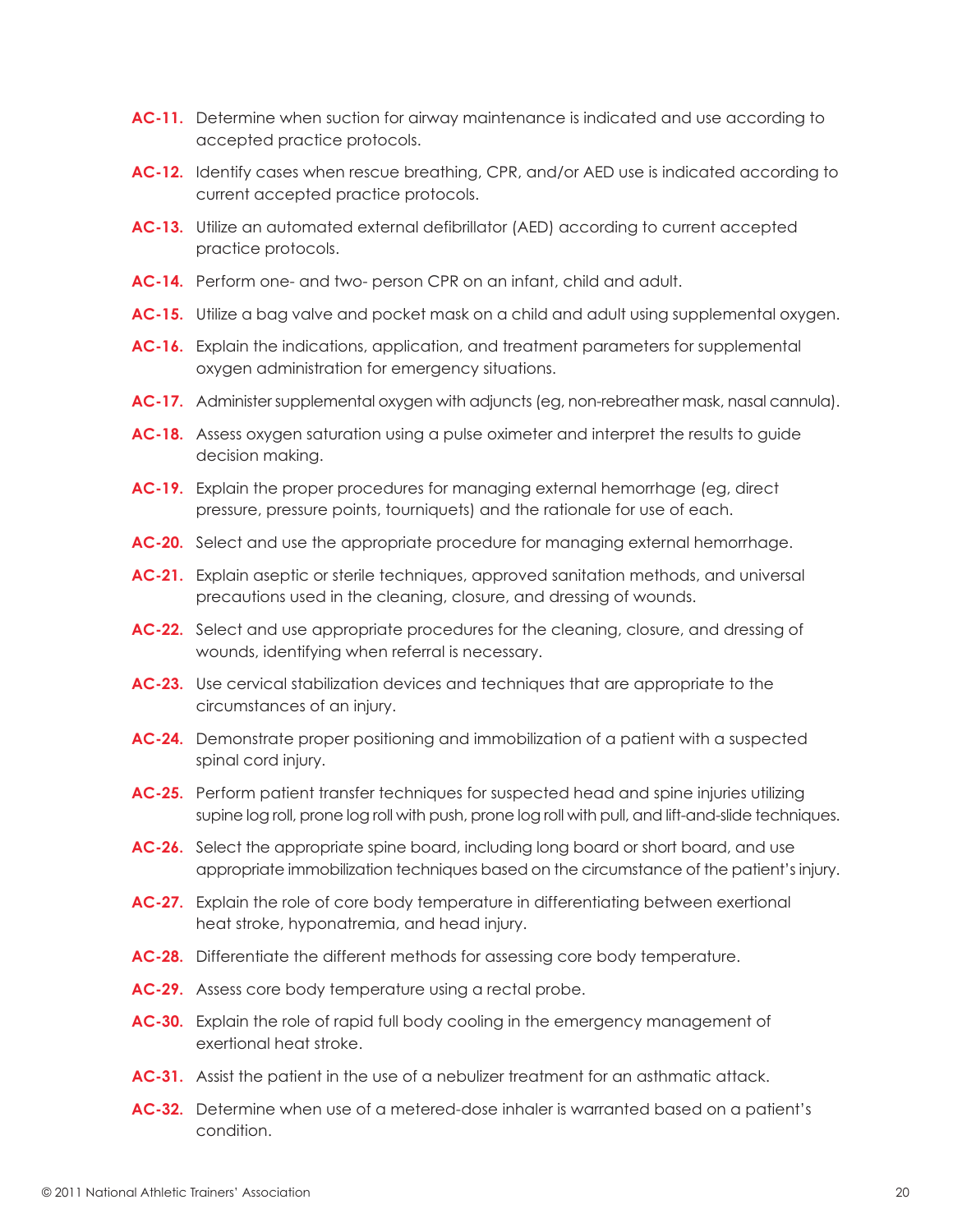**AC-11.** Determine when suction for airway maintenance is indicated and use according to accepted practice protocols.

**AC-12.** Identify cases when rescue breathing, CPR, and/or AED use is indicated according to current accepted practice protocols.

**AC-13.** Utilize an automated external defibrillator (AED) according to current accepted practice protocols.

**AC-14.** Perform one- and two- person CPR on an infant, child and adult.

**AC-15.** Utilize a bag valve and pocket mask on a child and adult using supplemental oxygen.

**AC-16.** Explain the indications, application, and treatment parameters for supplemental oxygen administration for emergency situations.

**AC-17.** Administer supplemental oxygen with adjuncts (eg, non-rebreather mask, nasal cannula).

**AC-18.** Assess oxygen saturation using a pulse oximeter and interpret the results to guide decision making.

**AC-19.** Explain the proper procedures for managing external hemorrhage (eg, direct pressure, pressure points, tourniquets) and the rationale for use of each.

**AC-20.** Select and use the appropriate procedure for managing external hemorrhage.

**AC-21.** Explain aseptic or sterile techniques, approved sanitation methods, and universal precautions used in the cleaning, closure, and dressing of wounds.

**AC-22.** Select and use appropriate procedures for the cleaning, closure, and dressing of wounds, identifying when referral is necessary.

**AC-23.** Use cervical stabilization devices and techniques that are appropriate to the circumstances of an injury.

**AC-24.** Demonstrate proper positioning and immobilization of a patient with a suspected spinal cord injury.

**AC-25.** Perform patient transfer techniques for suspected head and spine injuries utilizing supine log roll, prone log roll with push, prone log roll with pull, and lift-and-slide techniques.

**AC-26.** Select the appropriate spine board, including long board or short board, and use appropriate immobilization techniques based on the circumstance of the patient's injury.

**AC-27.** Explain the role of core body temperature in differentiating between exertional heat stroke, hyponatremia, and head injury.

**AC-28.** Differentiate the different methods for assessing core body temperature.

**AC-29.** Assess core body temperature using a rectal probe.

**AC-30.** Explain the role of rapid full body cooling in the emergency management of exertional heat stroke.

**AC-31.** Assist the patient in the use of a nebulizer treatment for an asthmatic attack.

**AC-32.** Determine when use of a metered-dose inhaler is warranted based on a patient's condition.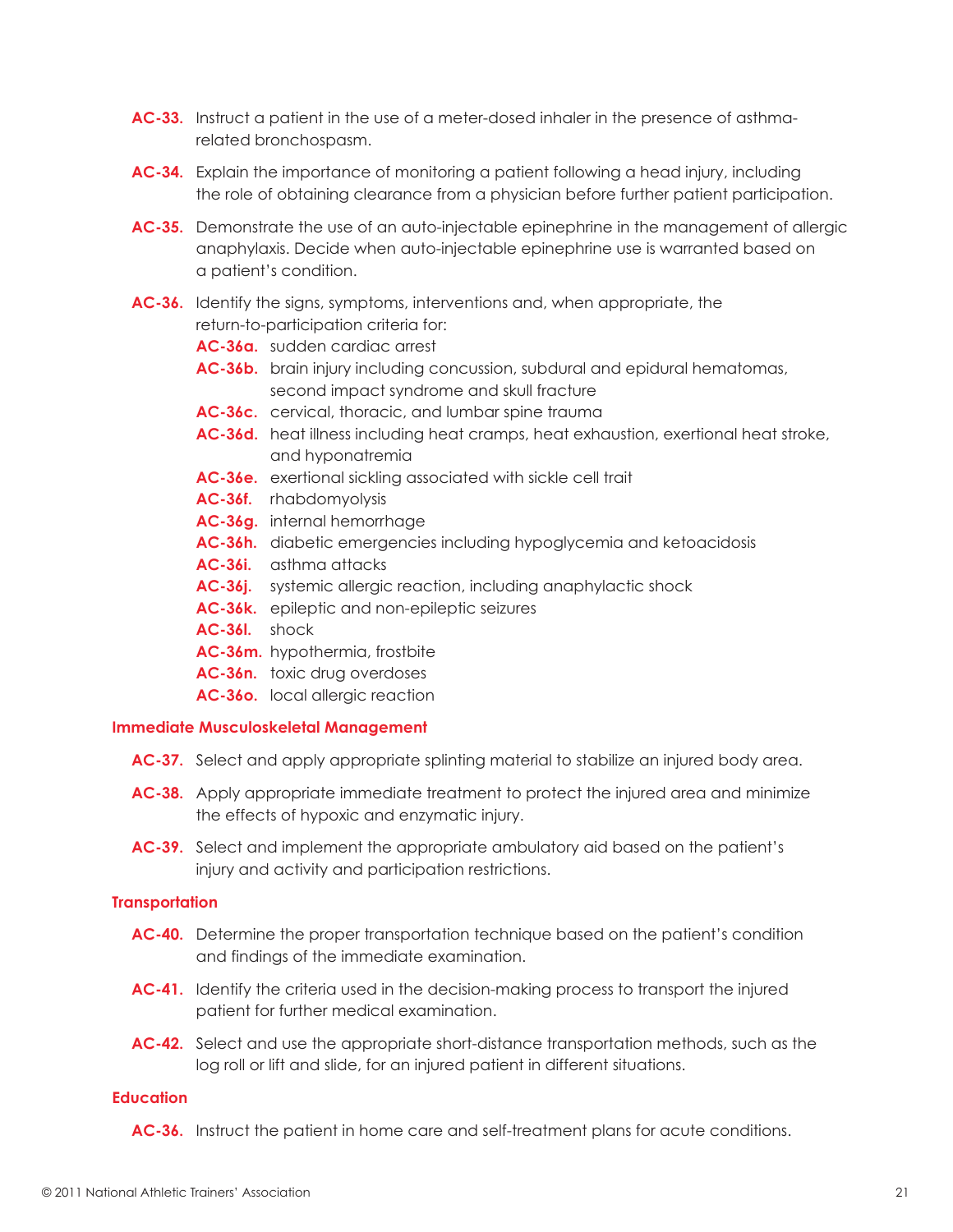**AC-33.** Instruct a patient in the use of a meter-dosed inhaler in the presence of asthma-related bronchospasm.

**AC-34.** Explain the importance of monitoring a patient following a head injury, including the role of obtaining clearance from a physician before further patient participation.

**AC-35.** Demonstrate the use of an auto-injectable epinephrine in the management of allergic anaphylaxis. Decide when auto-injectable epinephrine use is warranted based on a patient's condition.

**AC-36.** Identify the signs, symptoms, interventions and, when appropriate, the return-to-participation criteria for:

- **AC-36a.** sudden cardiac arrest
- **AC-36b.** brain injury including concussion, subdural and epidural hematomas, second impact syndrome and skull fracture
- **AC-36c.** cervical, thoracic, and lumbar spine trauma
- **AC-36d.** heat illness including heat cramps, heat exhaustion, exertional heat stroke, and hyponatremia
- **AC-36e.** exertional sickling associated with sickle cell trait
- **AC-36f.** rhabdomyolysis
- **AC-36g.** internal hemorrhage
- **AC-36h.** diabetic emergencies including hypoglycemia and ketoacidosis
- **AC-36i.** asthma attacks
- **AC-36j.** systemic allergic reaction, including anaphylactic shock
- **AC-36k.** epileptic and non-epileptic seizures
- **AC-36l.** shock
- **AC-36m.** hypothermia, frostbite
- **AC-36n.** toxic drug overdoses
- **AC-36o.** local allergic reaction

### Immediate Musculoskeletal Management

**AC-37.** Select and apply appropriate splinting material to stabilize an injured body area.

**AC-38.** Apply appropriate immediate treatment to protect the injured area and minimize the effects of hypoxic and enzymatic injury.

**AC-39.** Select and implement the appropriate ambulatory aid based on the patient's injury and activity and participation restrictions.

### Transportation

**AC-40.** Determine the proper transportation technique based on the patient's condition and findings of the immediate examination.

**AC-41.** Identify the criteria used in the decision-making process to transport the injured patient for further medical examination.

**AC-42.** Select and use the appropriate short-distance transportation methods, such as the log roll or lift and slide, for an injured patient in different situations.

### Education

**AC-36.** Instruct the patient in home care and self-treatment plans for acute conditions.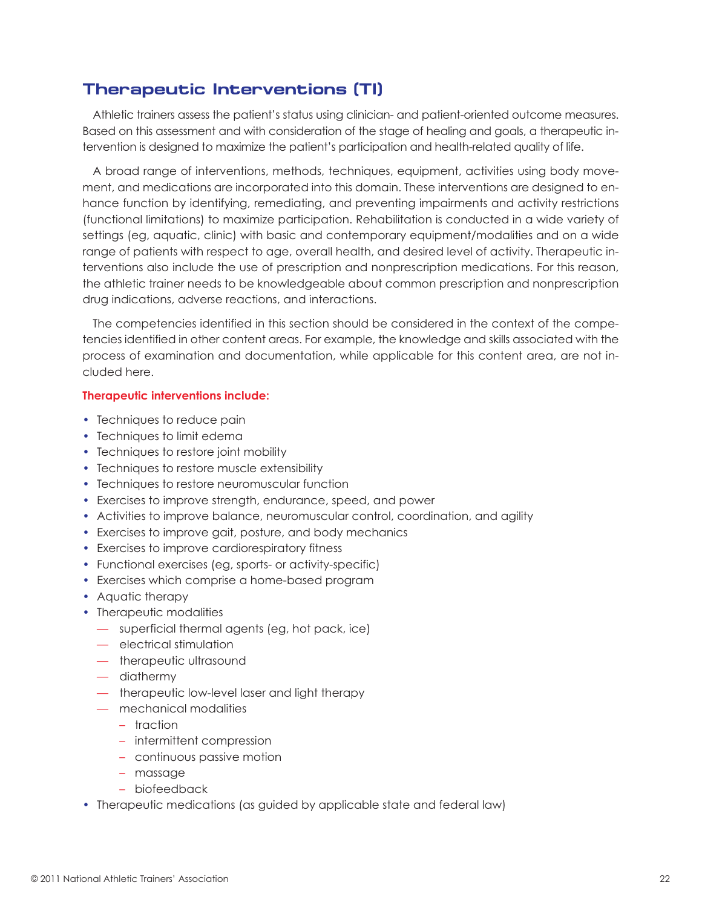## Therapeutic Interventions (TI)

Athletic trainers assess the patient's status using clinician- and patient-oriented outcome measures. Based on this assessment and with consideration of the stage of healing and goals, a therapeutic intervention is designed to maximize the patient's participation and health-related quality of life.

A broad range of interventions, methods, techniques, equipment, activities using body movement, and medications are incorporated into this domain. These interventions are designed to enhance function by identifying, remediating, and preventing impairments and activity restrictions (functional limitations) to maximize participation. Rehabilitation is conducted in a wide variety of settings (eg, aquatic, clinic) with basic and contemporary equipment/modalities and on a wide range of patients with respect to age, overall health, and desired level of activity. Therapeutic interventions also include the use of prescription and nonprescription medications. For this reason, the athletic trainer needs to be knowledgeable about common prescription and nonprescription drug indications, adverse reactions, and interactions.

The competencies identified in this section should be considered in the context of the competencies identified in other content areas. For example, the knowledge and skills associated with the process of examination and documentation, while applicable for this content area, are not included here.

**Therapeutic interventions include:**

- Techniques to reduce pain
- Techniques to limit edema
- Techniques to restore joint mobility
- Techniques to restore muscle extensibility
- Techniques to restore neuromuscular function
- Exercises to improve strength, endurance, speed, and power
- Activities to improve balance, neuromuscular control, coordination, and agility
- Exercises to improve gait, posture, and body mechanics
- Exercises to improve cardiorespiratory fitness
- Functional exercises (eg, sports- or activity-specific)
- Exercises which comprise a home-based program
- Aquatic therapy
- Therapeutic modalities
  - superficial thermal agents (eg, hot pack, ice)
  - electrical stimulation
  - therapeutic ultrasound
  - diathermy
  - therapeutic low-level laser and light therapy
  - mechanical modalities
    - traction
    - intermittent compression
    - continuous passive motion
    - massage
    - biofeedback
- Therapeutic medications (as guided by applicable state and federal law)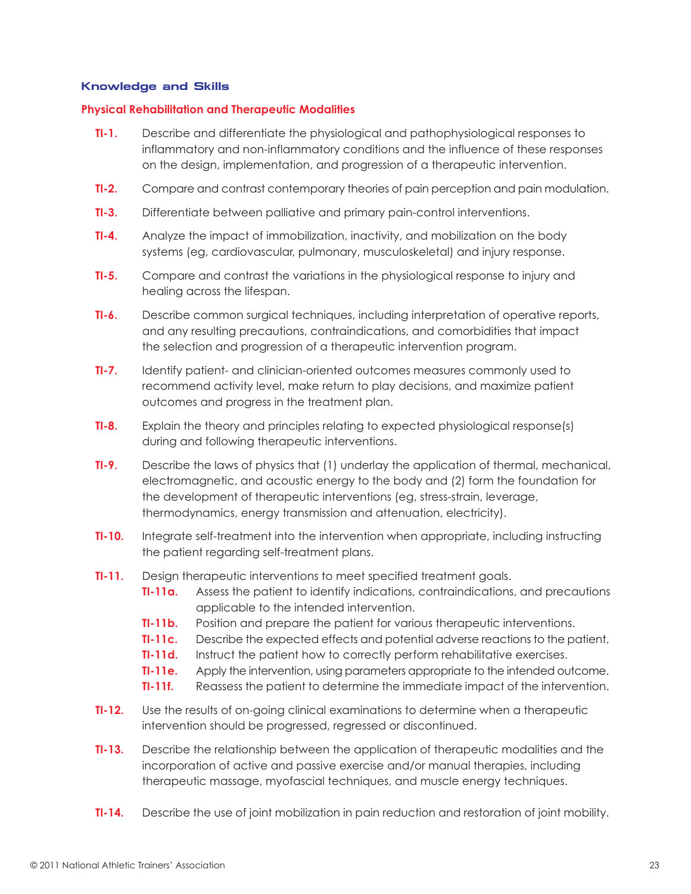### Knowledge and Skills

#### Physical Rehabilitation and Therapeutic Modalities

**TI-1.** Describe and differentiate the physiological and pathophysiological responses to inflammatory and non-inflammatory conditions and the influence of these responses on the design, implementation, and progression of a therapeutic intervention.

**TI-2.** Compare and contrast contemporary theories of pain perception and pain modulation.

**TI-3.** Differentiate between palliative and primary pain-control interventions.

**TI-4.** Analyze the impact of immobilization, inactivity, and mobilization on the body systems (eg, cardiovascular, pulmonary, musculoskeletal) and injury response.

**TI-5.** Compare and contrast the variations in the physiological response to injury and healing across the lifespan.

**TI-6.** Describe common surgical techniques, including interpretation of operative reports, and any resulting precautions, contraindications, and comorbidities that impact the selection and progression of a therapeutic intervention program.

**TI-7.** Identify patient- and clinician-oriented outcomes measures commonly used to recommend activity level, make return to play decisions, and maximize patient outcomes and progress in the treatment plan.

**TI-8.** Explain the theory and principles relating to expected physiological response(s) during and following therapeutic interventions.

**TI-9.** Describe the laws of physics that (1) underlay the application of thermal, mechanical, electromagnetic, and acoustic energy to the body and (2) form the foundation for the development of therapeutic interventions (eg, stress-strain, leverage, thermodynamics, energy transmission and attenuation, electricity).

**TI-10.** Integrate self-treatment into the intervention when appropriate, including instructing the patient regarding self-treatment plans.

**TI-11.** Design therapeutic interventions to meet specified treatment goals.

- **TI-11a.** Assess the patient to identify indications, contraindications, and precautions applicable to the intended intervention.
- **TI-11b.** Position and prepare the patient for various therapeutic interventions.
- **TI-11c.** Describe the expected effects and potential adverse reactions to the patient.
- **TI-11d.** Instruct the patient how to correctly perform rehabilitative exercises.
- **TI-11e.** Apply the intervention, using parameters appropriate to the intended outcome.
- **TI-11f.** Reassess the patient to determine the immediate impact of the intervention.

**TI-12.** Use the results of on-going clinical examinations to determine when a therapeutic intervention should be progressed, regressed or discontinued.

**TI-13.** Describe the relationship between the application of therapeutic modalities and the incorporation of active and passive exercise and/or manual therapies, including therapeutic massage, myofascial techniques, and muscle energy techniques.

**TI-14.** Describe the use of joint mobilization in pain reduction and restoration of joint mobility.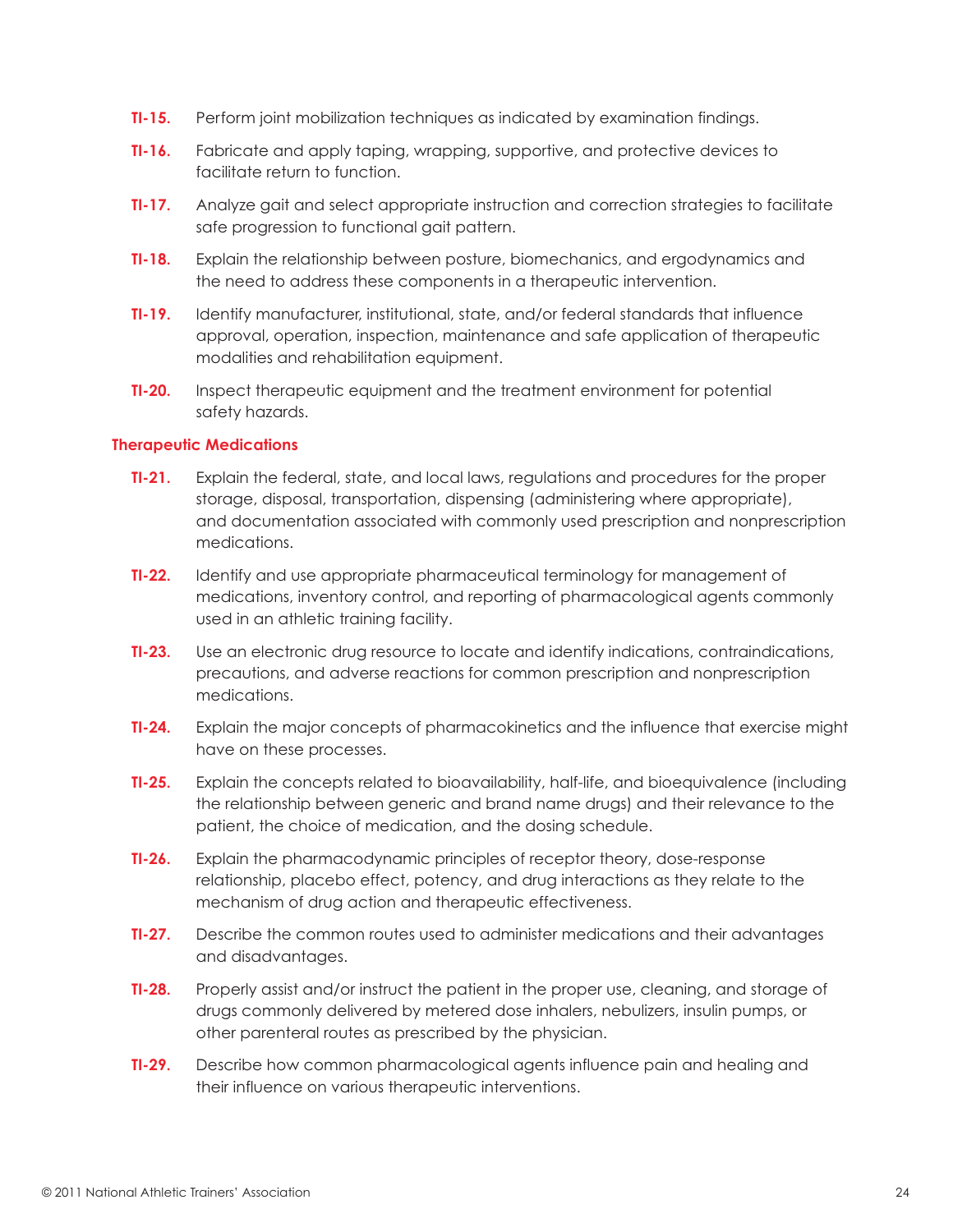**TI-15.** Perform joint mobilization techniques as indicated by examination findings.

**TI-16.** Fabricate and apply taping, wrapping, supportive, and protective devices to facilitate return to function.

**TI-17.** Analyze gait and select appropriate instruction and correction strategies to facilitate safe progression to functional gait pattern.

**TI-18.** Explain the relationship between posture, biomechanics, and ergodynamics and the need to address these components in a therapeutic intervention.

**TI-19.** Identify manufacturer, institutional, state, and/or federal standards that influence approval, operation, inspection, maintenance and safe application of therapeutic modalities and rehabilitation equipment.

**TI-20.** Inspect therapeutic equipment and the treatment environment for potential safety hazards.

### Therapeutic Medications

**TI-21.** Explain the federal, state, and local laws, regulations and procedures for the proper storage, disposal, transportation, dispensing (administering where appropriate), and documentation associated with commonly used prescription and nonprescription medications.

**TI-22.** Identify and use appropriate pharmaceutical terminology for management of medications, inventory control, and reporting of pharmacological agents commonly used in an athletic training facility.

**TI-23.** Use an electronic drug resource to locate and identify indications, contraindications, precautions, and adverse reactions for common prescription and nonprescription medications.

**TI-24.** Explain the major concepts of pharmacokinetics and the influence that exercise might have on these processes.

**TI-25.** Explain the concepts related to bioavailability, half-life, and bioequivalence (including the relationship between generic and brand name drugs) and their relevance to the patient, the choice of medication, and the dosing schedule.

**TI-26.** Explain the pharmacodynamic principles of receptor theory, dose-response relationship, placebo effect, potency, and drug interactions as they relate to the mechanism of drug action and therapeutic effectiveness.

**TI-27.** Describe the common routes used to administer medications and their advantages and disadvantages.

**TI-28.** Properly assist and/or instruct the patient in the proper use, cleaning, and storage of drugs commonly delivered by metered dose inhalers, nebulizers, insulin pumps, or other parenteral routes as prescribed by the physician.

**TI-29.** Describe how common pharmacological agents influence pain and healing and their influence on various therapeutic interventions.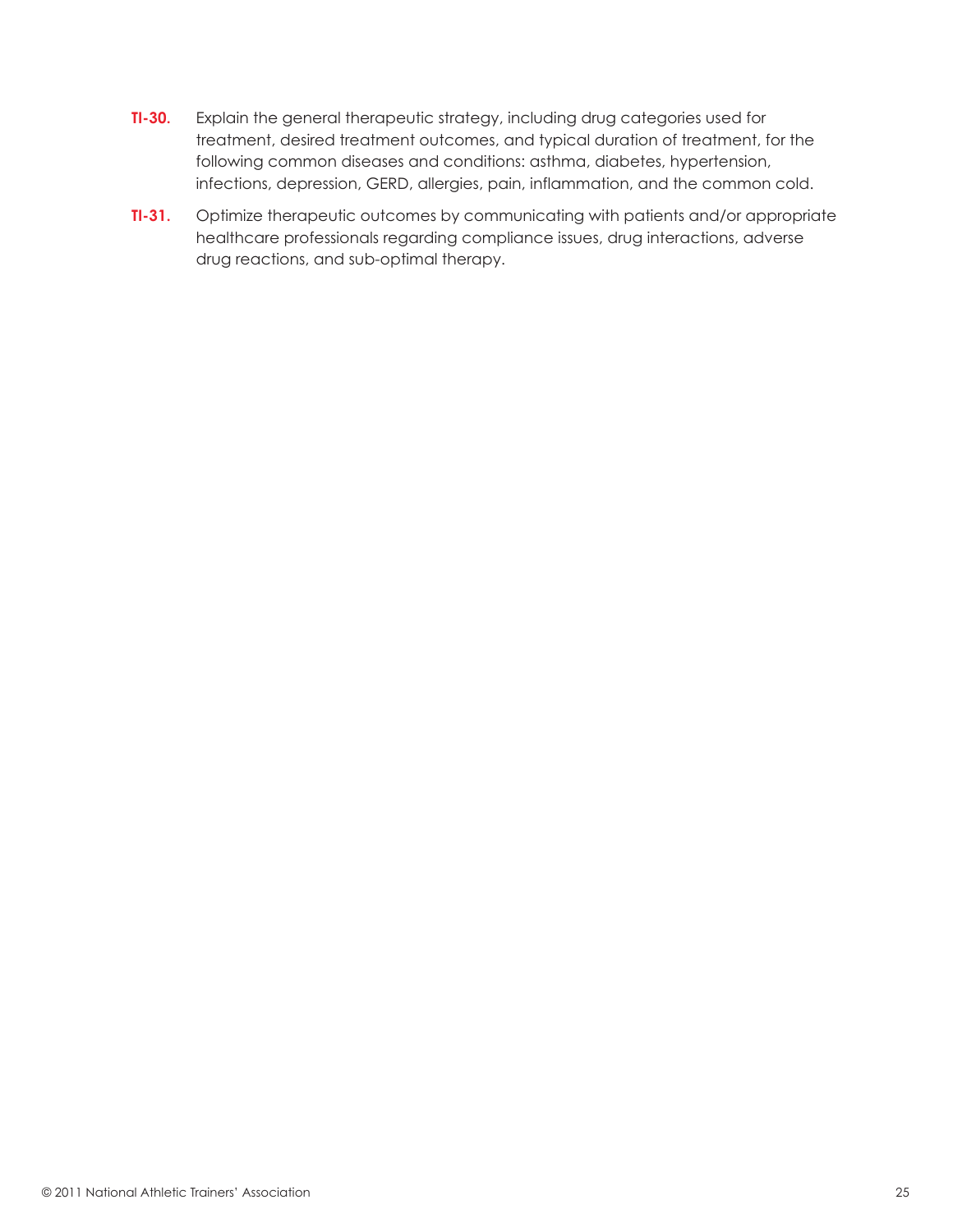**TI-30.** Explain the general therapeutic strategy, including drug categories used for treatment, desired treatment outcomes, and typical duration of treatment, for the following common diseases and conditions: asthma, diabetes, hypertension, infections, depression, GERD, allergies, pain, inflammation, and the common cold.

**TI-31.** Optimize therapeutic outcomes by communicating with patients and/or appropriate healthcare professionals regarding compliance issues, drug interactions, adverse drug reactions, and sub-optimal therapy.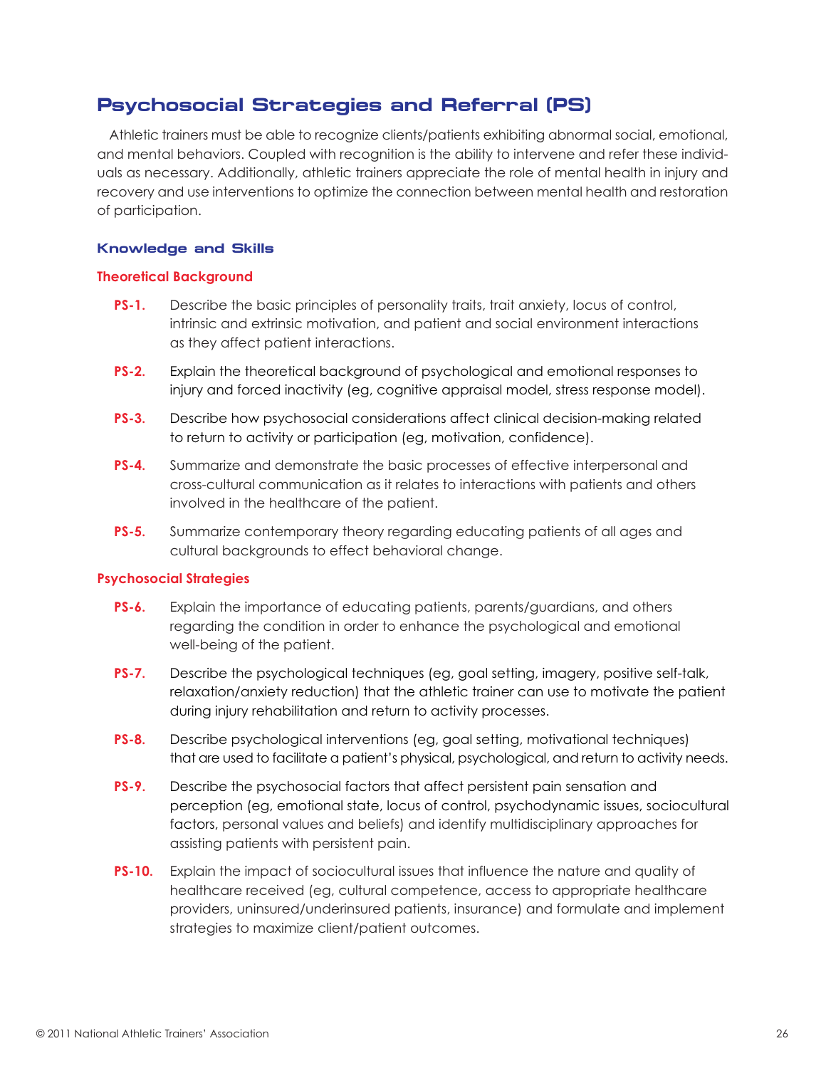## Psychosocial Strategies and Referral (PS)

Athletic trainers must be able to recognize clients/patients exhibiting abnormal social, emotional, and mental behaviors. Coupled with recognition is the ability to intervene and refer these individuals as necessary. Additionally, athletic trainers appreciate the role of mental health in injury and recovery and use interventions to optimize the connection between mental health and restoration of participation.

### Knowledge and Skills

#### Theoretical Background

**PS-1.** Describe the basic principles of personality traits, trait anxiety, locus of control, intrinsic and extrinsic motivation, and patient and social environment interactions as they affect patient interactions.

**PS-2.** Explain the theoretical background of psychological and emotional responses to injury and forced inactivity (eg, cognitive appraisal model, stress response model).

**PS-3.** Describe how psychosocial considerations affect clinical decision-making related to return to activity or participation (eg, motivation, confidence).

**PS-4.** Summarize and demonstrate the basic processes of effective interpersonal and cross-cultural communication as it relates to interactions with patients and others involved in the healthcare of the patient.

**PS-5.** Summarize contemporary theory regarding educating patients of all ages and cultural backgrounds to effect behavioral change.

#### Psychosocial Strategies

**PS-6.** Explain the importance of educating patients, parents/guardians, and others regarding the condition in order to enhance the psychological and emotional well-being of the patient.

**PS-7.** Describe the psychological techniques (eg, goal setting, imagery, positive self-talk, relaxation/anxiety reduction) that the athletic trainer can use to motivate the patient during injury rehabilitation and return to activity processes.

**PS-8.** Describe psychological interventions (eg, goal setting, motivational techniques) that are used to facilitate a patient's physical, psychological, and return to activity needs.

**PS-9.** Describe the psychosocial factors that affect persistent pain sensation and perception (eg, emotional state, locus of control, psychodynamic issues, sociocultural factors, personal values and beliefs) and identify multidisciplinary approaches for assisting patients with persistent pain.

**PS-10.** Explain the impact of sociocultural issues that influence the nature and quality of healthcare received (eg, cultural competence, access to appropriate healthcare providers, uninsured/underinsured patients, insurance) and formulate and implement strategies to maximize client/patient outcomes.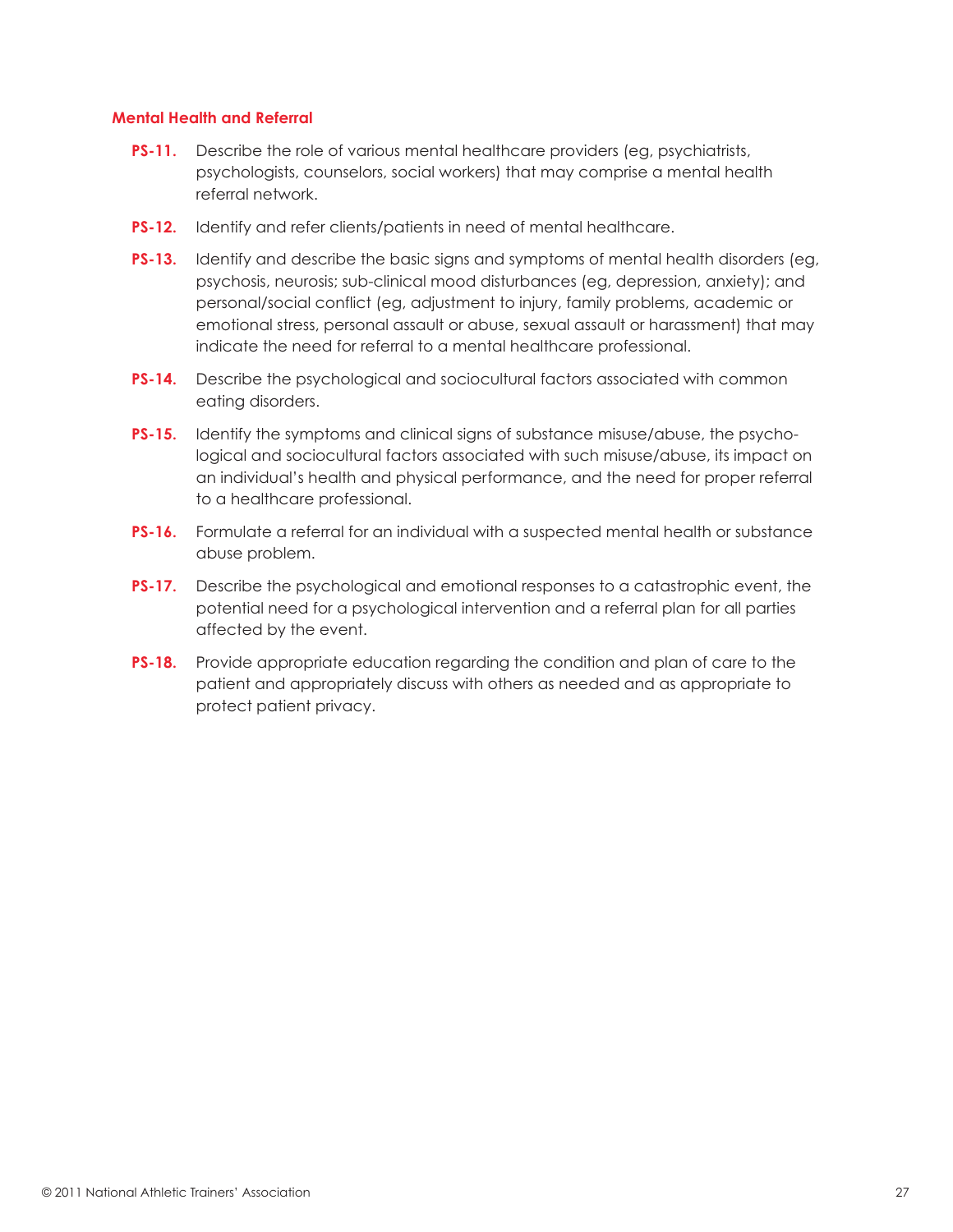### Mental Health and Referral

**PS-11.** Describe the role of various mental healthcare providers (eg, psychiatrists, psychologists, counselors, social workers) that may comprise a mental health referral network.

**PS-12.** Identify and refer clients/patients in need of mental healthcare.

**PS-13.** Identify and describe the basic signs and symptoms of mental health disorders (eg, psychosis, neurosis; sub-clinical mood disturbances (eg, depression, anxiety); and personal/social conflict (eg, adjustment to injury, family problems, academic or emotional stress, personal assault or abuse, sexual assault or harassment) that may indicate the need for referral to a mental healthcare professional.

**PS-14.** Describe the psychological and sociocultural factors associated with common eating disorders.

**PS-15.** Identify the symptoms and clinical signs of substance misuse/abuse, the psychological and sociocultural factors associated with such misuse/abuse, its impact on an individual's health and physical performance, and the need for proper referral to a healthcare professional.

**PS-16.** Formulate a referral for an individual with a suspected mental health or substance abuse problem.

**PS-17.** Describe the psychological and emotional responses to a catastrophic event, the potential need for a psychological intervention and a referral plan for all parties affected by the event.

**PS-18.** Provide appropriate education regarding the condition and plan of care to the patient and appropriately discuss with others as needed and as appropriate to protect patient privacy.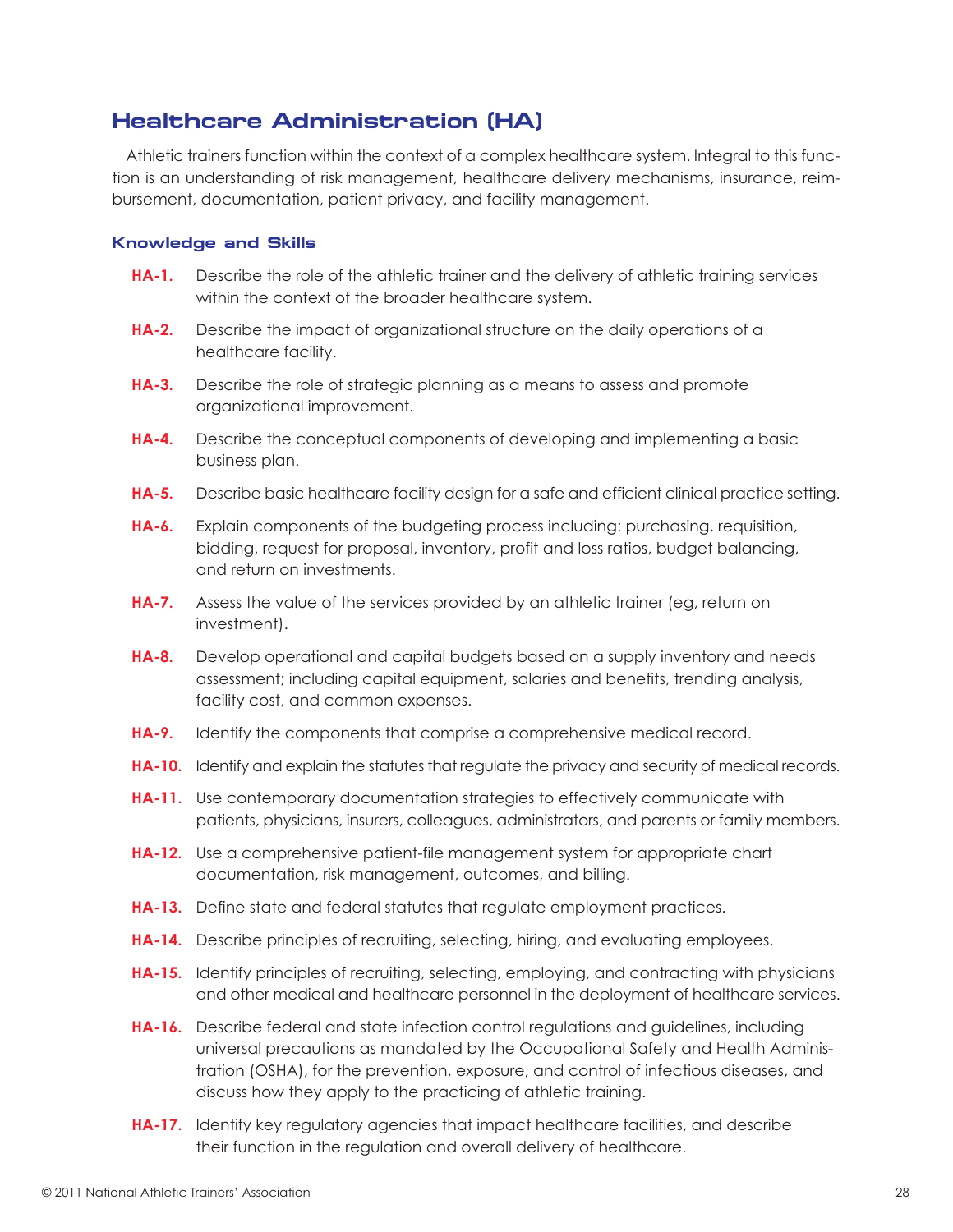## Healthcare Administration (HA)

Athletic trainers function within the context of a complex healthcare system. Integral to this function is an understanding of risk management, healthcare delivery mechanisms, insurance, reimbursement, documentation, patient privacy, and facility management.

### Knowledge and Skills

**HA-1.** Describe the role of the athletic trainer and the delivery of athletic training services within the context of the broader healthcare system.

**HA-2.** Describe the impact of organizational structure on the daily operations of a healthcare facility.

**HA-3.** Describe the role of strategic planning as a means to assess and promote organizational improvement.

**HA-4.** Describe the conceptual components of developing and implementing a basic business plan.

**HA-5.** Describe basic healthcare facility design for a safe and efficient clinical practice setting.

**HA-6.** Explain components of the budgeting process including: purchasing, requisition, bidding, request for proposal, inventory, profit and loss ratios, budget balancing, and return on investments.

**HA-7.** Assess the value of the services provided by an athletic trainer (eg, return on investment).

**HA-8.** Develop operational and capital budgets based on a supply inventory and needs assessment; including capital equipment, salaries and benefits, trending analysis, facility cost, and common expenses.

**HA-9.** Identify the components that comprise a comprehensive medical record.

**HA-10.** Identify and explain the statutes that regulate the privacy and security of medical records.

**HA-11.** Use contemporary documentation strategies to effectively communicate with patients, physicians, insurers, colleagues, administrators, and parents or family members.

**HA-12.** Use a comprehensive patient-file management system for appropriate chart documentation, risk management, outcomes, and billing.

**HA-13.** Define state and federal statutes that regulate employment practices.

**HA-14.** Describe principles of recruiting, selecting, hiring, and evaluating employees.

**HA-15.** Identify principles of recruiting, selecting, employing, and contracting with physicians and other medical and healthcare personnel in the deployment of healthcare services.

**HA-16.** Describe federal and state infection control regulations and guidelines, including universal precautions as mandated by the Occupational Safety and Health Administration (OSHA), for the prevention, exposure, and control of infectious diseases, and discuss how they apply to the practicing of athletic training.

**HA-17.** Identify key regulatory agencies that impact healthcare facilities, and describe their function in the regulation and overall delivery of healthcare.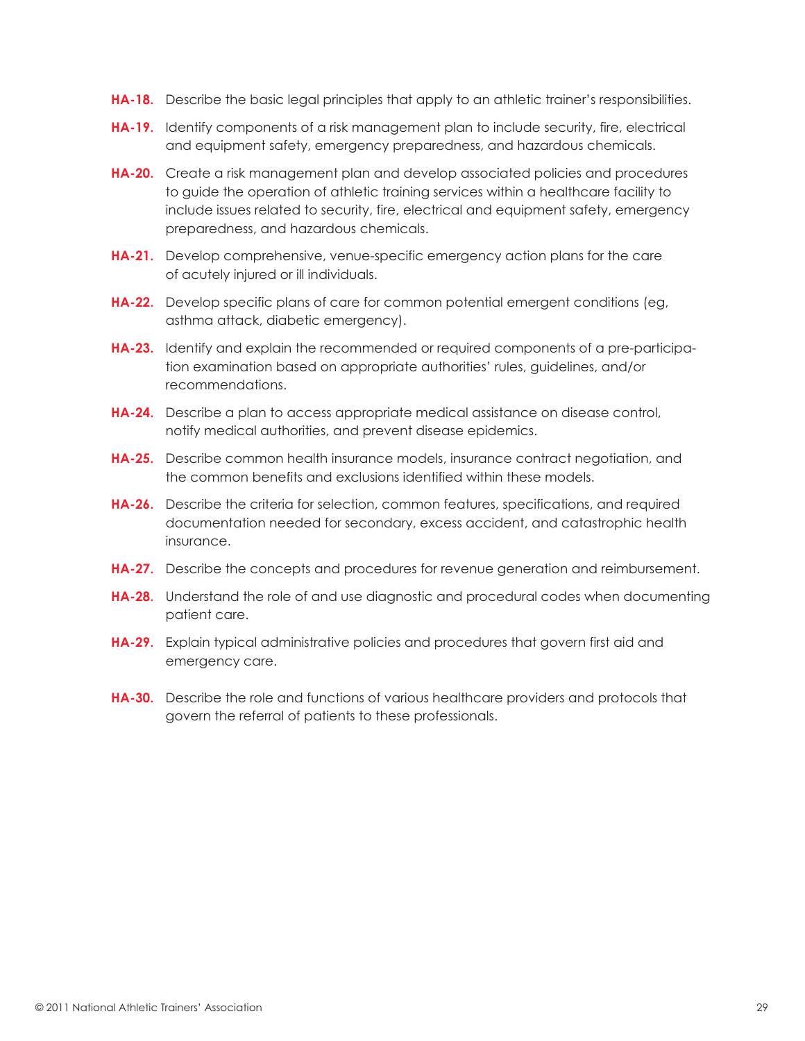**HA-18.** Describe the basic legal principles that apply to an athletic trainer's responsibilities.

**HA-19.** Identify components of a risk management plan to include security, fire, electrical and equipment safety, emergency preparedness, and hazardous chemicals.

**HA-20.** Create a risk management plan and develop associated policies and procedures to guide the operation of athletic training services within a healthcare facility to include issues related to security, fire, electrical and equipment safety, emergency preparedness, and hazardous chemicals.

**HA-21.** Develop comprehensive, venue-specific emergency action plans for the care of acutely injured or ill individuals.

**HA-22.** Develop specific plans of care for common potential emergent conditions (eg, asthma attack, diabetic emergency).

**HA-23.** Identify and explain the recommended or required components of a pre-participation examination based on appropriate authorities' rules, guidelines, and/or recommendations.

**HA-24.** Describe a plan to access appropriate medical assistance on disease control, notify medical authorities, and prevent disease epidemics.

**HA-25.** Describe common health insurance models, insurance contract negotiation, and the common benefits and exclusions identified within these models.

**HA-26.** Describe the criteria for selection, common features, specifications, and required documentation needed for secondary, excess accident, and catastrophic health insurance.

**HA-27.** Describe the concepts and procedures for revenue generation and reimbursement.

**HA-28.** Understand the role of and use diagnostic and procedural codes when documenting patient care.

**HA-29.** Explain typical administrative policies and procedures that govern first aid and emergency care.

**HA-30.** Describe the role and functions of various healthcare providers and protocols that govern the referral of patients to these professionals.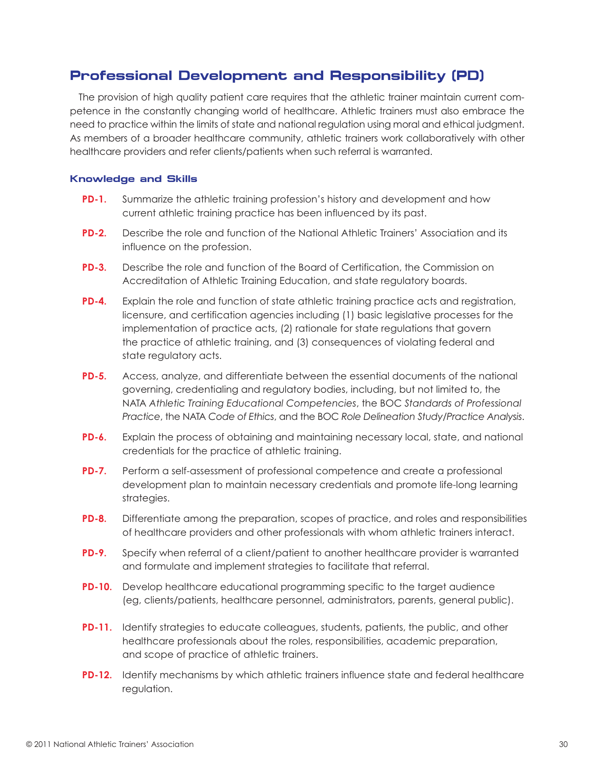## Professional Development and Responsibility (PD)

The provision of high quality patient care requires that the athletic trainer maintain current competence in the constantly changing world of healthcare. Athletic trainers must also embrace the need to practice within the limits of state and national regulation using moral and ethical judgment. As members of a broader healthcare community, athletic trainers work collaboratively with other healthcare providers and refer clients/patients when such referral is warranted.

### Knowledge and Skills

**PD-1.** Summarize the athletic training profession's history and development and how current athletic training practice has been influenced by its past.

**PD-2.** Describe the role and function of the National Athletic Trainers' Association and its influence on the profession.

**PD-3.** Describe the role and function of the Board of Certification, the Commission on Accreditation of Athletic Training Education, and state regulatory boards.

**PD-4.** Explain the role and function of state athletic training practice acts and registration, licensure, and certification agencies including (1) basic legislative processes for the implementation of practice acts, (2) rationale for state regulations that govern the practice of athletic training, and (3) consequences of violating federal and state regulatory acts.

**PD-5.** Access, analyze, and differentiate between the essential documents of the national governing, credentialing and regulatory bodies, including, but not limited to, the NATA *Athletic Training Educational Competencies*, the BOC *Standards of Professional Practice*, the NATA *Code of Ethics*, and the BOC *Role Delineation Study/Practice Analysis*.

**PD-6.** Explain the process of obtaining and maintaining necessary local, state, and national credentials for the practice of athletic training.

**PD-7.** Perform a self-assessment of professional competence and create a professional development plan to maintain necessary credentials and promote life-long learning strategies.

**PD-8.** Differentiate among the preparation, scopes of practice, and roles and responsibilities of healthcare providers and other professionals with whom athletic trainers interact.

**PD-9.** Specify when referral of a client/patient to another healthcare provider is warranted and formulate and implement strategies to facilitate that referral.

**PD-10.** Develop healthcare educational programming specific to the target audience (eg, clients/patients, healthcare personnel, administrators, parents, general public).

**PD-11.** Identify strategies to educate colleagues, students, patients, the public, and other healthcare professionals about the roles, responsibilities, academic preparation, and scope of practice of athletic trainers.

**PD-12.** Identify mechanisms by which athletic trainers influence state and federal healthcare regulation.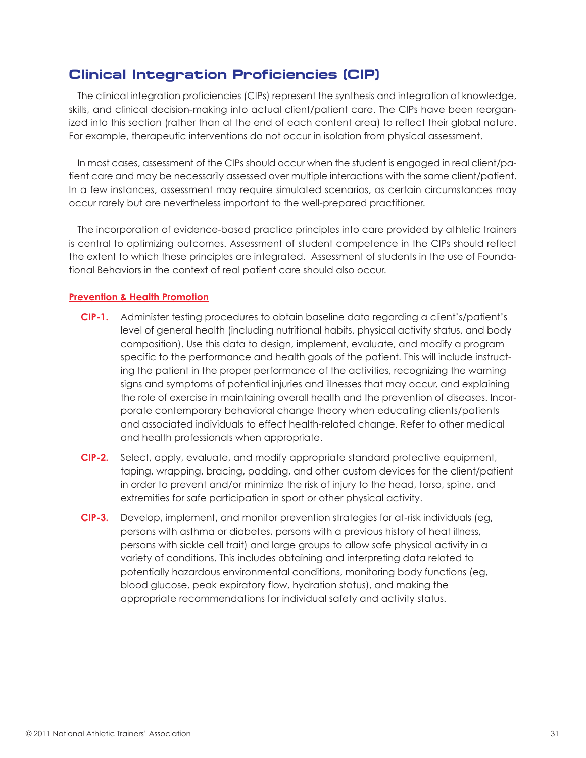## Clinical Integration Proficiencies (CIP)

The clinical integration proficiencies (CIPs) represent the synthesis and integration of knowledge, skills, and clinical decision-making into actual client/patient care. The CIPs have been reorganized into this section (rather than at the end of each content area) to reflect their global nature. For example, therapeutic interventions do not occur in isolation from physical assessment.

In most cases, assessment of the CIPs should occur when the student is engaged in real client/patient care and may be necessarily assessed over multiple interactions with the same client/patient. In a few instances, assessment may require simulated scenarios, as certain circumstances may occur rarely but are nevertheless important to the well-prepared practitioner.

The incorporation of evidence-based practice principles into care provided by athletic trainers is central to optimizing outcomes. Assessment of student competence in the CIPs should reflect the extent to which these principles are integrated. Assessment of students in the use of Foundational Behaviors in the context of real patient care should also occur.

### Prevention & Health Promotion

**CIP-1.** Administer testing procedures to obtain baseline data regarding a client's/patient's level of general health (including nutritional habits, physical activity status, and body composition). Use this data to design, implement, evaluate, and modify a program specific to the performance and health goals of the patient. This will include instructing the patient in the proper performance of the activities, recognizing the warning signs and symptoms of potential injuries and illnesses that may occur, and explaining the role of exercise in maintaining overall health and the prevention of diseases. Incorporate contemporary behavioral change theory when educating clients/patients and associated individuals to effect health-related change. Refer to other medical and health professionals when appropriate.

**CIP-2.** Select, apply, evaluate, and modify appropriate standard protective equipment, taping, wrapping, bracing, padding, and other custom devices for the client/patient in order to prevent and/or minimize the risk of injury to the head, torso, spine, and extremities for safe participation in sport or other physical activity.

**CIP-3.** Develop, implement, and monitor prevention strategies for at-risk individuals (eg, persons with asthma or diabetes, persons with a previous history of heat illness, persons with sickle cell trait) and large groups to allow safe physical activity in a variety of conditions. This includes obtaining and interpreting data related to potentially hazardous environmental conditions, monitoring body functions (eg, blood glucose, peak expiratory flow, hydration status), and making the appropriate recommendations for individual safety and activity status.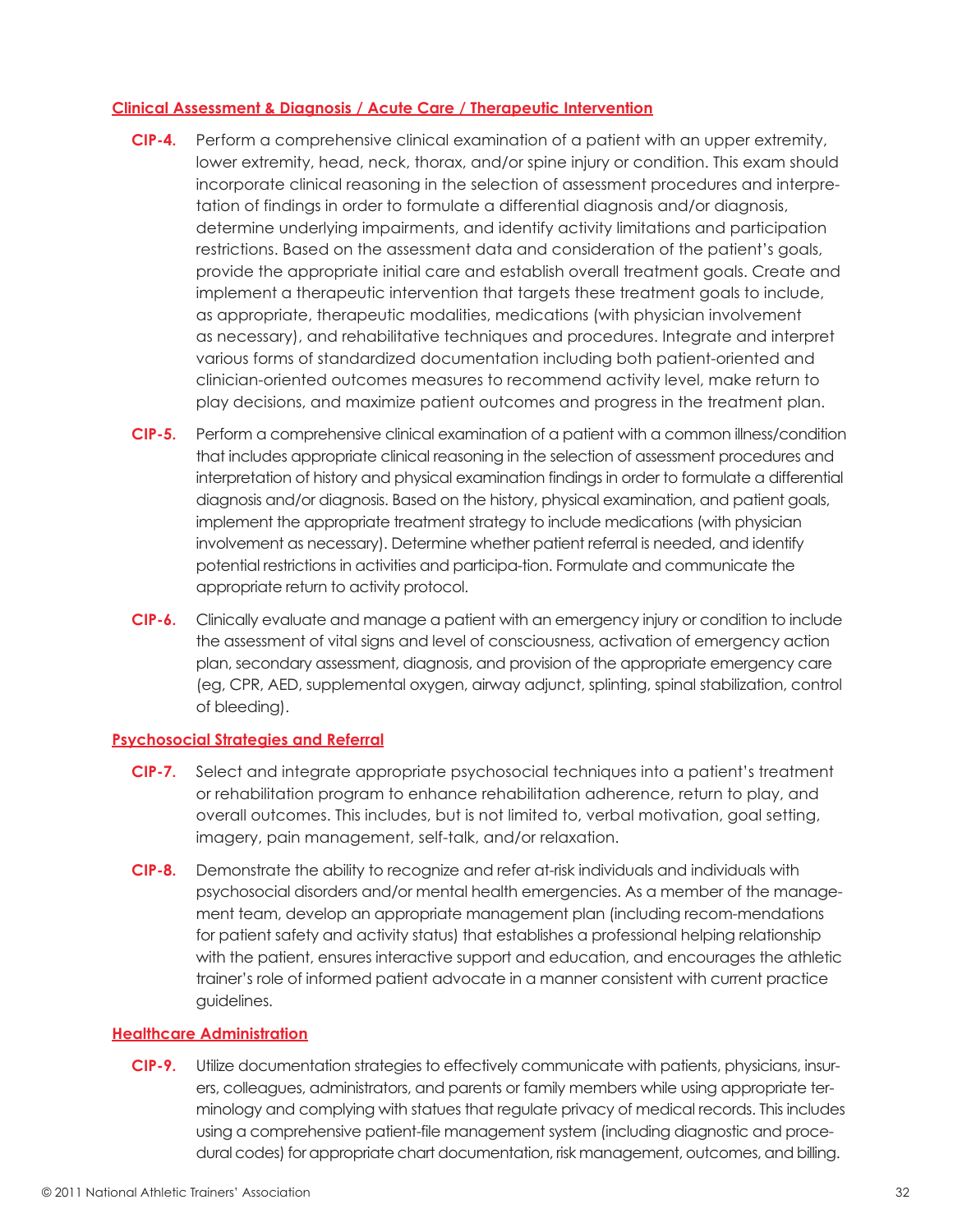## Clinical Assessment & Diagnosis / Acute Care / Therapeutic Intervention

**CIP-4.** Perform a comprehensive clinical examination of a patient with an upper extremity, lower extremity, head, neck, thorax, and/or spine injury or condition. This exam should incorporate clinical reasoning in the selection of assessment procedures and interpretation of findings in order to formulate a differential diagnosis and/or diagnosis, determine underlying impairments, and identify activity limitations and participation restrictions. Based on the assessment data and consideration of the patient's goals, provide the appropriate initial care and establish overall treatment goals. Create and implement a therapeutic intervention that targets these treatment goals to include, as appropriate, therapeutic modalities, medications (with physician involvement as necessary), and rehabilitative techniques and procedures. Integrate and interpret various forms of standardized documentation including both patient-oriented and clinician-oriented outcomes measures to recommend activity level, make return to play decisions, and maximize patient outcomes and progress in the treatment plan.

**CIP-5.** Perform a comprehensive clinical examination of a patient with a common illness/condition that includes appropriate clinical reasoning in the selection of assessment procedures and interpretation of history and physical examination findings in order to formulate a differential diagnosis and/or diagnosis. Based on the history, physical examination, and patient goals, implement the appropriate treatment strategy to include medications (with physician involvement as necessary). Determine whether patient referral is needed, and identify potential restrictions in activities and participa-tion. Formulate and communicate the appropriate return to activity protocol.

**CIP-6.** Clinically evaluate and manage a patient with an emergency injury or condition to include the assessment of vital signs and level of consciousness, activation of emergency action plan, secondary assessment, diagnosis, and provision of the appropriate emergency care (eg, CPR, AED, supplemental oxygen, airway adjunct, splinting, spinal stabilization, control of bleeding).

## Psychosocial Strategies and Referral

**CIP-7.** Select and integrate appropriate psychosocial techniques into a patient's treatment or rehabilitation program to enhance rehabilitation adherence, return to play, and overall outcomes. This includes, but is not limited to, verbal motivation, goal setting, imagery, pain management, self-talk, and/or relaxation.

**CIP-8.** Demonstrate the ability to recognize and refer at-risk individuals and individuals with psychosocial disorders and/or mental health emergencies. As a member of the management team, develop an appropriate management plan (including recom-mendations for patient safety and activity status) that establishes a professional helping relationship with the patient, ensures interactive support and education, and encourages the athletic trainer's role of informed patient advocate in a manner consistent with current practice guidelines.

## Healthcare Administration

**CIP-9.** Utilize documentation strategies to effectively communicate with patients, physicians, insurers, colleagues, administrators, and parents or family members while using appropriate terminology and complying with statues that regulate privacy of medical records. This includes using a comprehensive patient-file management system (including diagnostic and procedural codes) for appropriate chart documentation, risk management, outcomes, and billing.

© 2011 National Athletic Trainers' Association